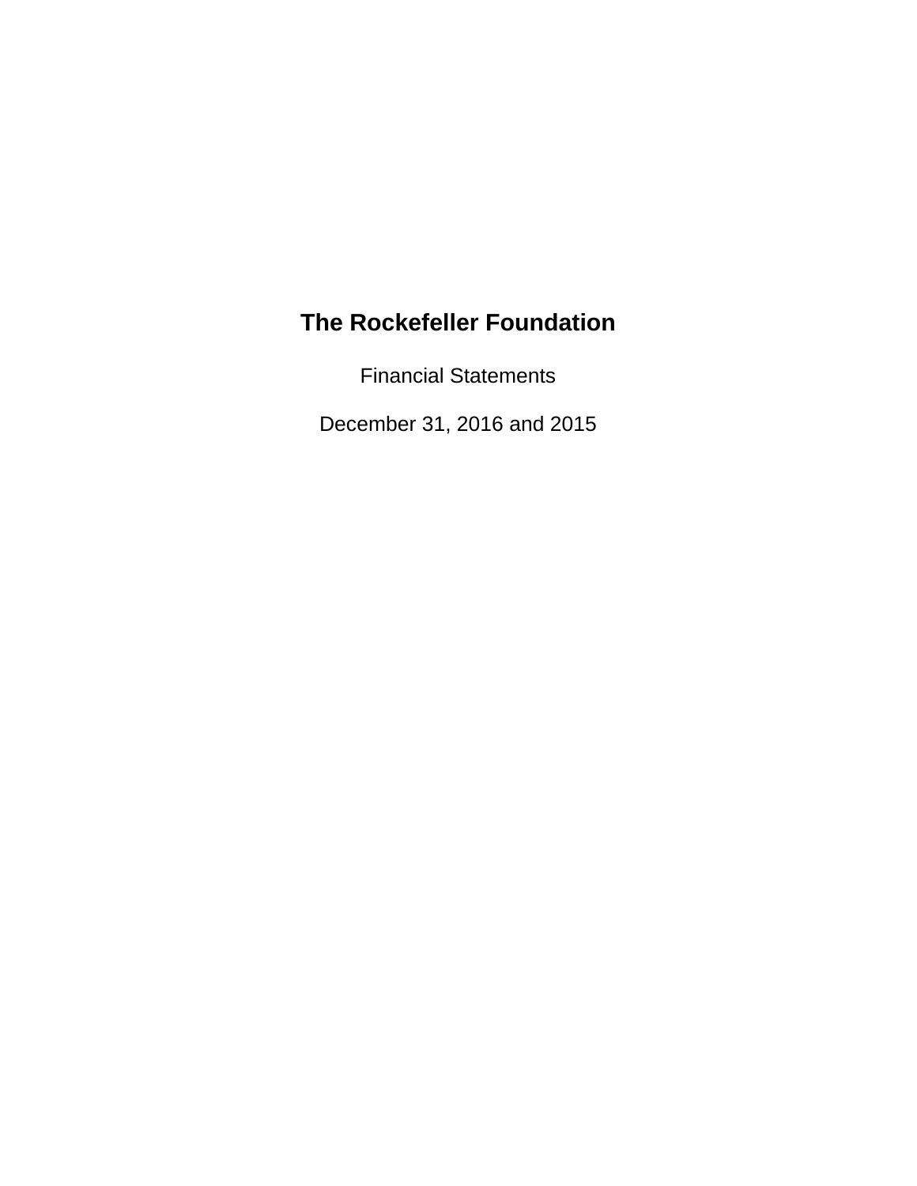# The Rockefeller Foundation

Financial Statements

December 31, 2016 and 2015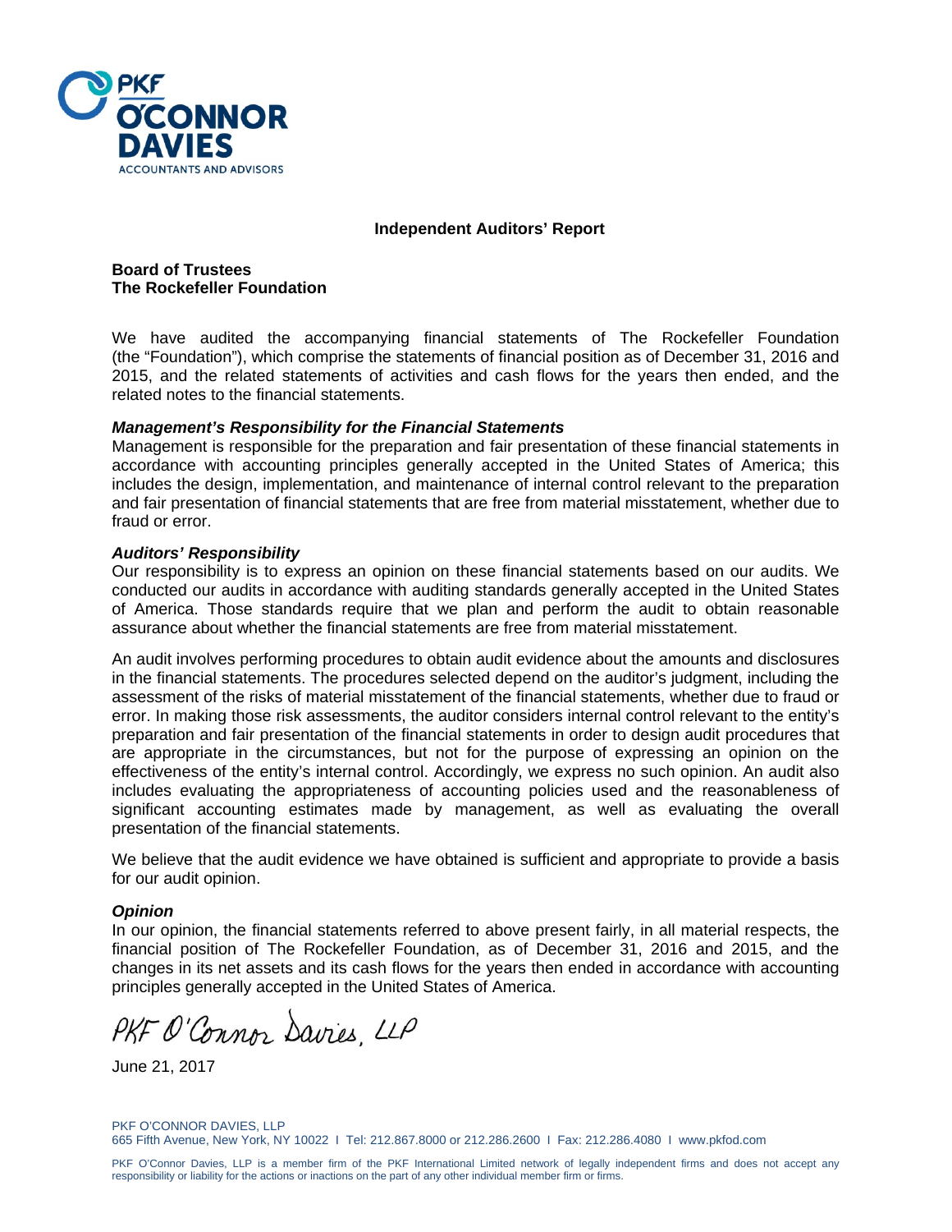PKF O'CONNOR DAVIES
ACCOUNTANTS AND ADVISORS

## Independent Auditors' Report

**Board of Trustees**
**The Rockefeller Foundation**

We have audited the accompanying financial statements of The Rockefeller Foundation (the "Foundation"), which comprise the statements of financial position as of December 31, 2016 and 2015, and the related statements of activities and cash flows for the years then ended, and the related notes to the financial statements.

***Management's Responsibility for the Financial Statements***

Management is responsible for the preparation and fair presentation of these financial statements in accordance with accounting principles generally accepted in the United States of America; this includes the design, implementation, and maintenance of internal control relevant to the preparation and fair presentation of financial statements that are free from material misstatement, whether due to fraud or error.

***Auditors' Responsibility***

Our responsibility is to express an opinion on these financial statements based on our audits. We conducted our audits in accordance with auditing standards generally accepted in the United States of America. Those standards require that we plan and perform the audit to obtain reasonable assurance about whether the financial statements are free from material misstatement.

An audit involves performing procedures to obtain audit evidence about the amounts and disclosures in the financial statements. The procedures selected depend on the auditor's judgment, including the assessment of the risks of material misstatement of the financial statements, whether due to fraud or error. In making those risk assessments, the auditor considers internal control relevant to the entity's preparation and fair presentation of the financial statements in order to design audit procedures that are appropriate in the circumstances, but not for the purpose of expressing an opinion on the effectiveness of the entity's internal control. Accordingly, we express no such opinion. An audit also includes evaluating the appropriateness of accounting policies used and the reasonableness of significant accounting estimates made by management, as well as evaluating the overall presentation of the financial statements.

We believe that the audit evidence we have obtained is sufficient and appropriate to provide a basis for our audit opinion.

***Opinion***

In our opinion, the financial statements referred to above present fairly, in all material respects, the financial position of The Rockefeller Foundation, as of December 31, 2016 and 2015, and the changes in its net assets and its cash flows for the years then ended in accordance with accounting principles generally accepted in the United States of America.

PKF O'Connor Davies, LLP

June 21, 2017

PKF O'CONNOR DAVIES, LLP
665 Fifth Avenue, New York, NY 10022 I Tel: 212.867.8000 or 212.286.2600 I Fax: 212.286.4080 I www.pkfod.com

PKF O'Connor Davies, LLP is a member firm of the PKF International Limited network of legally independent firms and does not accept any responsibility or liability for the actions or inactions on the part of any other individual member firm or firms.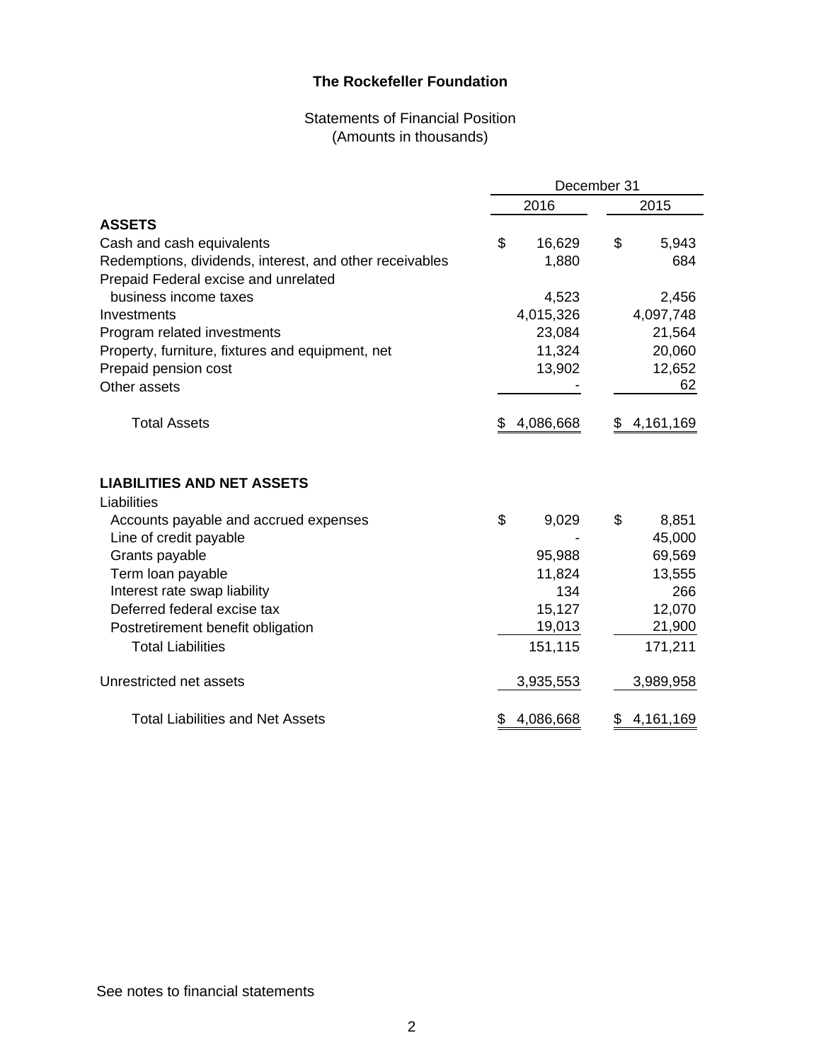# The Rockefeller Foundation

## Statements of Financial Position
(Amounts in thousands)

| | December 31 | |
|---|---|---|
| | 2016 | 2015 |
| **ASSETS** | | |
| Cash and cash equivalents | $ 16,629 | $ 5,943 |
| Redemptions, dividends, interest, and other receivables | 1,880 | 684 |
| Prepaid Federal excise and unrelated business income taxes | 4,523 | 2,456 |
| Investments | 4,015,326 | 4,097,748 |
| Program related investments | 23,084 | 21,564 |
| Property, furniture, fixtures and equipment, net | 11,324 | 20,060 |
| Prepaid pension cost | 13,902 | 12,652 |
| Other assets | - | 62 |
| Total Assets | $ 4,086,668 | $ 4,161,169 |
| **LIABILITIES AND NET ASSETS** | | |
| Liabilities | | |
| Accounts payable and accrued expenses | $ 9,029 | $ 8,851 |
| Line of credit payable | - | 45,000 |
| Grants payable | 95,988 | 69,569 |
| Term loan payable | 11,824 | 13,555 |
| Interest rate swap liability | 134 | 266 |
| Deferred federal excise tax | 15,127 | 12,070 |
| Postretirement benefit obligation | 19,013 | 21,900 |
| Total Liabilities | 151,115 | 171,211 |
| Unrestricted net assets | 3,935,553 | 3,989,958 |
| Total Liabilities and Net Assets | $ 4,086,668 | $ 4,161,169 |

See notes to financial statements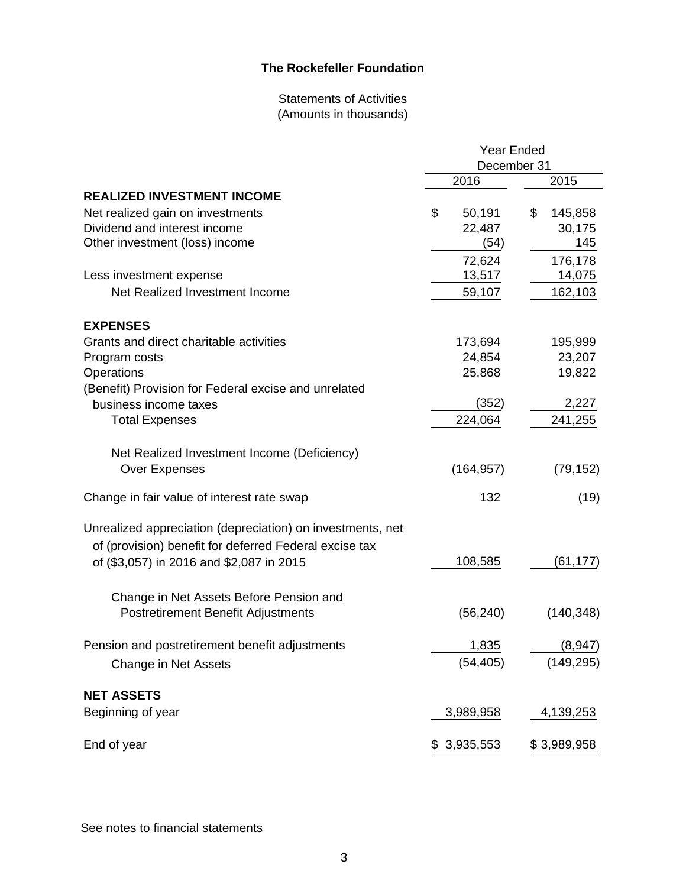# The Rockefeller Foundation

Statements of Activities
(Amounts in thousands)

| | Year Ended December 31 | |
|---|---|---|
| | 2016 | 2015 |
| **REALIZED INVESTMENT INCOME** | | |
| Net realized gain on investments | $ 50,191 | $ 145,858 |
| Dividend and interest income | 22,487 | 30,175 |
| Other investment (loss) income | (54) | 145 |
| | 72,624 | 176,178 |
| Less investment expense | 13,517 | 14,075 |
| Net Realized Investment Income | 59,107 | 162,103 |
| **EXPENSES** | | |
| Grants and direct charitable activities | 173,694 | 195,999 |
| Program costs | 24,854 | 23,207 |
| Operations | 25,868 | 19,822 |
| (Benefit) Provision for Federal excise and unrelated business income taxes | (352) | 2,227 |
| Total Expenses | 224,064 | 241,255 |
| Net Realized Investment Income (Deficiency) Over Expenses | (164,957) | (79,152) |
| Change in fair value of interest rate swap | 132 | (19) |
| Unrealized appreciation (depreciation) on investments, net of (provision) benefit for deferred Federal excise tax of ($3,057) in 2016 and $2,087 in 2015 | 108,585 | (61,177) |
| Change in Net Assets Before Pension and Postretirement Benefit Adjustments | (56,240) | (140,348) |
| Pension and postretirement benefit adjustments | 1,835 | (8,947) |
| Change in Net Assets | (54,405) | (149,295) |
| **NET ASSETS** | | |
| Beginning of year | 3,989,958 | 4,139,253 |
| End of year | $ 3,935,553 | $ 3,989,958 |

See notes to financial statements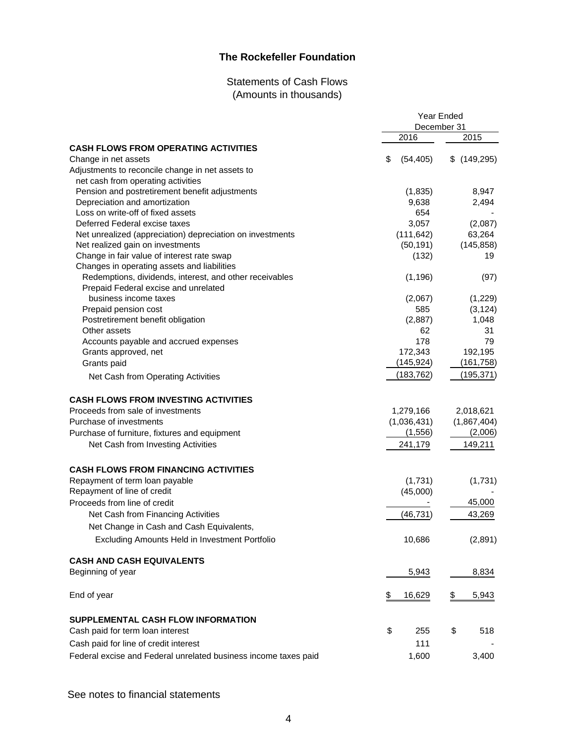# The Rockefeller Foundation

## Statements of Cash Flows
(Amounts in thousands)

| | Year Ended December 31 | |
|---|---|---|
| | 2016 | 2015 |
| **CASH FLOWS FROM OPERATING ACTIVITIES** | | |
| Change in net assets | $ (54,405) | $ (149,295) |
| Adjustments to reconcile change in net assets to net cash from operating activities | | |
| Pension and postretirement benefit adjustments | (1,835) | 8,947 |
| Depreciation and amortization | 9,638 | 2,494 |
| Loss on write-off of fixed assets | 654 | - |
| Deferred Federal excise taxes | 3,057 | (2,087) |
| Net unrealized (appreciation) depreciation on investments | (111,642) | 63,264 |
| Net realized gain on investments | (50,191) | (145,858) |
| Change in fair value of interest rate swap | (132) | 19 |
| Changes in operating assets and liabilities | | |
| Redemptions, dividends, interest, and other receivables | (1,196) | (97) |
| Prepaid Federal excise and unrelated business income taxes | (2,067) | (1,229) |
| Prepaid pension cost | 585 | (3,124) |
| Postretirement benefit obligation | (2,887) | 1,048 |
| Other assets | 62 | 31 |
| Accounts payable and accrued expenses | 178 | 79 |
| Grants approved, net | 172,343 | 192,195 |
| Grants paid | (145,924) | (161,758) |
| Net Cash from Operating Activities | (183,762) | (195,371) |
| **CASH FLOWS FROM INVESTING ACTIVITIES** | | |
| Proceeds from sale of investments | 1,279,166 | 2,018,621 |
| Purchase of investments | (1,036,431) | (1,867,404) |
| Purchase of furniture, fixtures and equipment | (1,556) | (2,006) |
| Net Cash from Investing Activities | 241,179 | 149,211 |
| **CASH FLOWS FROM FINANCING ACTIVITIES** | | |
| Repayment of term loan payable | (1,731) | (1,731) |
| Repayment of line of credit | (45,000) | - |
| Proceeds from line of credit | - | 45,000 |
| Net Cash from Financing Activities | (46,731) | 43,269 |
| Net Change in Cash and Cash Equivalents, Excluding Amounts Held in Investment Portfolio | 10,686 | (2,891) |
| **CASH AND CASH EQUIVALENTS** | | |
| Beginning of year | 5,943 | 8,834 |
| End of year | $ 16,629 | $ 5,943 |
| **SUPPLEMENTAL CASH FLOW INFORMATION** | | |
| Cash paid for term loan interest | $ 255 | $ 518 |
| Cash paid for line of credit interest | 111 | - |
| Federal excise and Federal unrelated business income taxes paid | 1,600 | 3,400 |

See notes to financial statements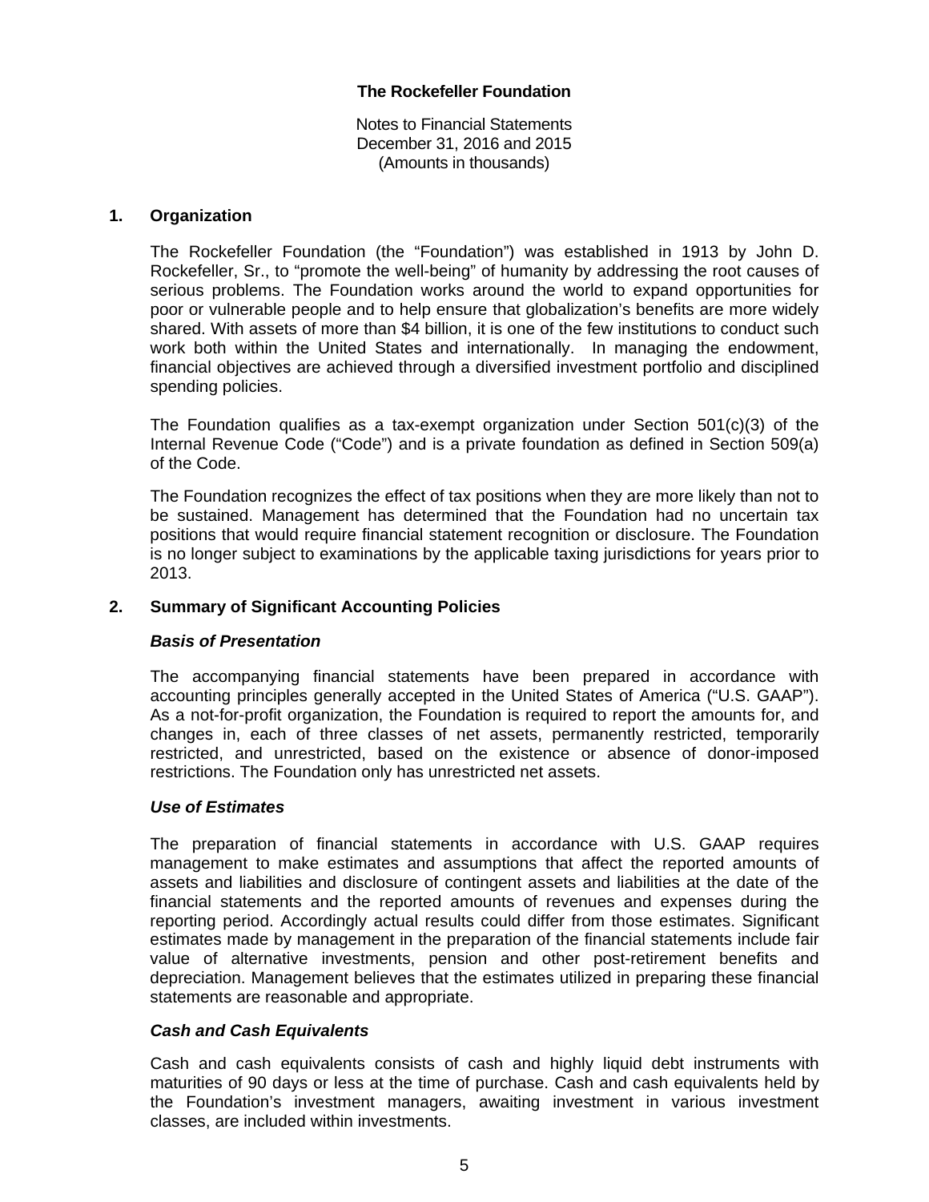**The Rockefeller Foundation**

Notes to Financial Statements
December 31, 2016 and 2015
(Amounts in thousands)

## 1. Organization

The Rockefeller Foundation (the "Foundation") was established in 1913 by John D. Rockefeller, Sr., to "promote the well-being" of humanity by addressing the root causes of serious problems. The Foundation works around the world to expand opportunities for poor or vulnerable people and to help ensure that globalization's benefits are more widely shared. With assets of more than $4 billion, it is one of the few institutions to conduct such work both within the United States and internationally. In managing the endowment, financial objectives are achieved through a diversified investment portfolio and disciplined spending policies.

The Foundation qualifies as a tax-exempt organization under Section 501(c)(3) of the Internal Revenue Code ("Code") and is a private foundation as defined in Section 509(a) of the Code.

The Foundation recognizes the effect of tax positions when they are more likely than not to be sustained. Management has determined that the Foundation had no uncertain tax positions that would require financial statement recognition or disclosure. The Foundation is no longer subject to examinations by the applicable taxing jurisdictions for years prior to 2013.

## 2. Summary of Significant Accounting Policies

### *Basis of Presentation*

The accompanying financial statements have been prepared in accordance with accounting principles generally accepted in the United States of America ("U.S. GAAP"). As a not-for-profit organization, the Foundation is required to report the amounts for, and changes in, each of three classes of net assets, permanently restricted, temporarily restricted, and unrestricted, based on the existence or absence of donor-imposed restrictions. The Foundation only has unrestricted net assets.

### *Use of Estimates*

The preparation of financial statements in accordance with U.S. GAAP requires management to make estimates and assumptions that affect the reported amounts of assets and liabilities and disclosure of contingent assets and liabilities at the date of the financial statements and the reported amounts of revenues and expenses during the reporting period. Accordingly actual results could differ from those estimates. Significant estimates made by management in the preparation of the financial statements include fair value of alternative investments, pension and other post-retirement benefits and depreciation. Management believes that the estimates utilized in preparing these financial statements are reasonable and appropriate.

### *Cash and Cash Equivalents*

Cash and cash equivalents consists of cash and highly liquid debt instruments with maturities of 90 days or less at the time of purchase. Cash and cash equivalents held by the Foundation's investment managers, awaiting investment in various investment classes, are included within investments.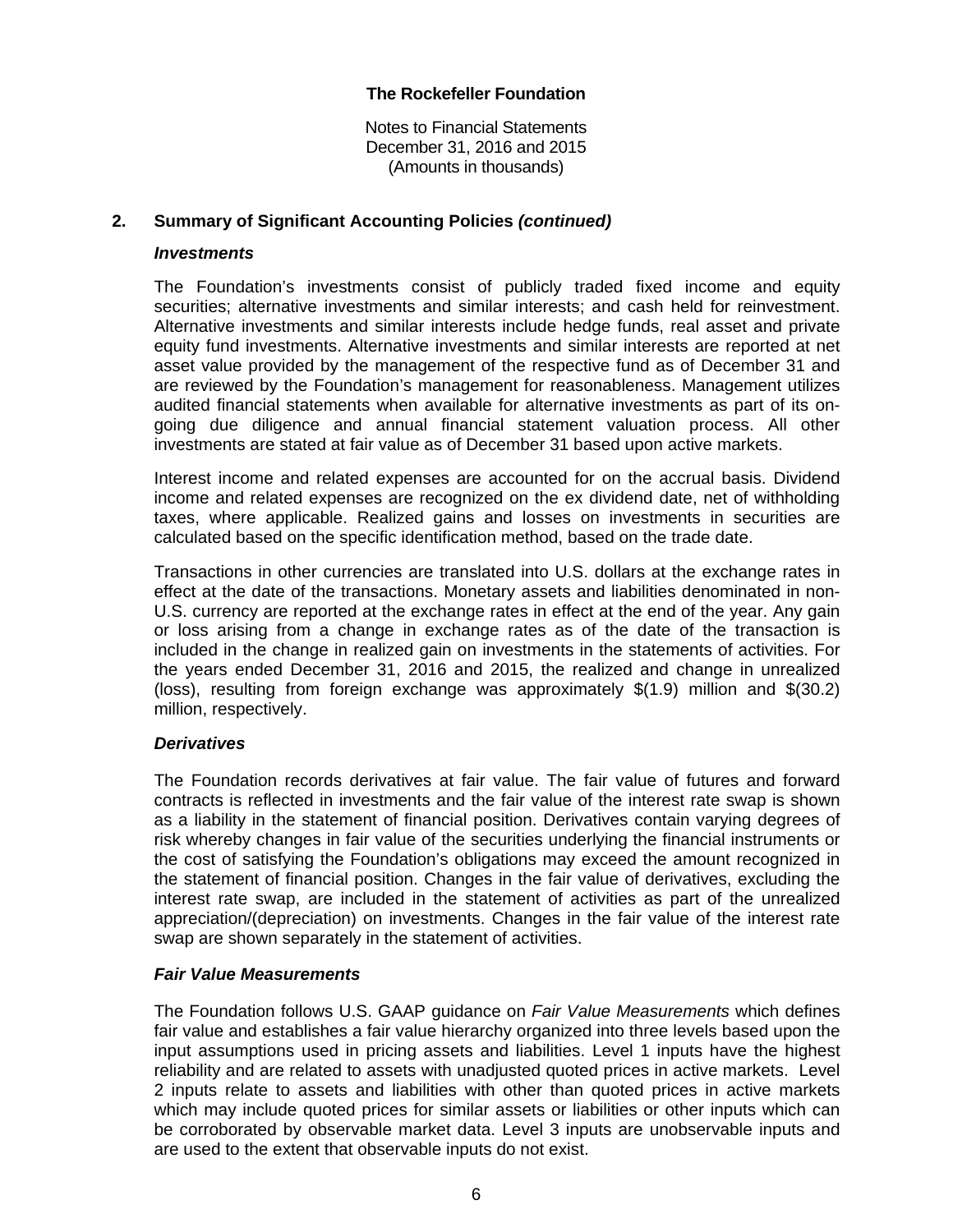## 2. Summary of Significant Accounting Policies *(continued)*

### *Investments*

The Foundation's investments consist of publicly traded fixed income and equity securities; alternative investments and similar interests; and cash held for reinvestment. Alternative investments and similar interests include hedge funds, real asset and private equity fund investments. Alternative investments and similar interests are reported at net asset value provided by the management of the respective fund as of December 31 and are reviewed by the Foundation's management for reasonableness. Management utilizes audited financial statements when available for alternative investments as part of its on-going due diligence and annual financial statement valuation process. All other investments are stated at fair value as of December 31 based upon active markets.

Interest income and related expenses are accounted for on the accrual basis. Dividend income and related expenses are recognized on the ex dividend date, net of withholding taxes, where applicable. Realized gains and losses on investments in securities are calculated based on the specific identification method, based on the trade date.

Transactions in other currencies are translated into U.S. dollars at the exchange rates in effect at the date of the transactions. Monetary assets and liabilities denominated in non-U.S. currency are reported at the exchange rates in effect at the end of the year. Any gain or loss arising from a change in exchange rates as of the date of the transaction is included in the change in realized gain on investments in the statements of activities. For the years ended December 31, 2016 and 2015, the realized and change in unrealized (loss), resulting from foreign exchange was approximately $(1.9) million and $(30.2) million, respectively.

### *Derivatives*

The Foundation records derivatives at fair value. The fair value of futures and forward contracts is reflected in investments and the fair value of the interest rate swap is shown as a liability in the statement of financial position. Derivatives contain varying degrees of risk whereby changes in fair value of the securities underlying the financial instruments or the cost of satisfying the Foundation's obligations may exceed the amount recognized in the statement of financial position. Changes in the fair value of derivatives, excluding the interest rate swap, are included in the statement of activities as part of the unrealized appreciation/(depreciation) on investments. Changes in the fair value of the interest rate swap are shown separately in the statement of activities.

### *Fair Value Measurements*

The Foundation follows U.S. GAAP guidance on *Fair Value Measurements* which defines fair value and establishes a fair value hierarchy organized into three levels based upon the input assumptions used in pricing assets and liabilities. Level 1 inputs have the highest reliability and are related to assets with unadjusted quoted prices in active markets. Level 2 inputs relate to assets and liabilities with other than quoted prices in active markets which may include quoted prices for similar assets or liabilities or other inputs which can be corroborated by observable market data. Level 3 inputs are unobservable inputs and are used to the extent that observable inputs do not exist.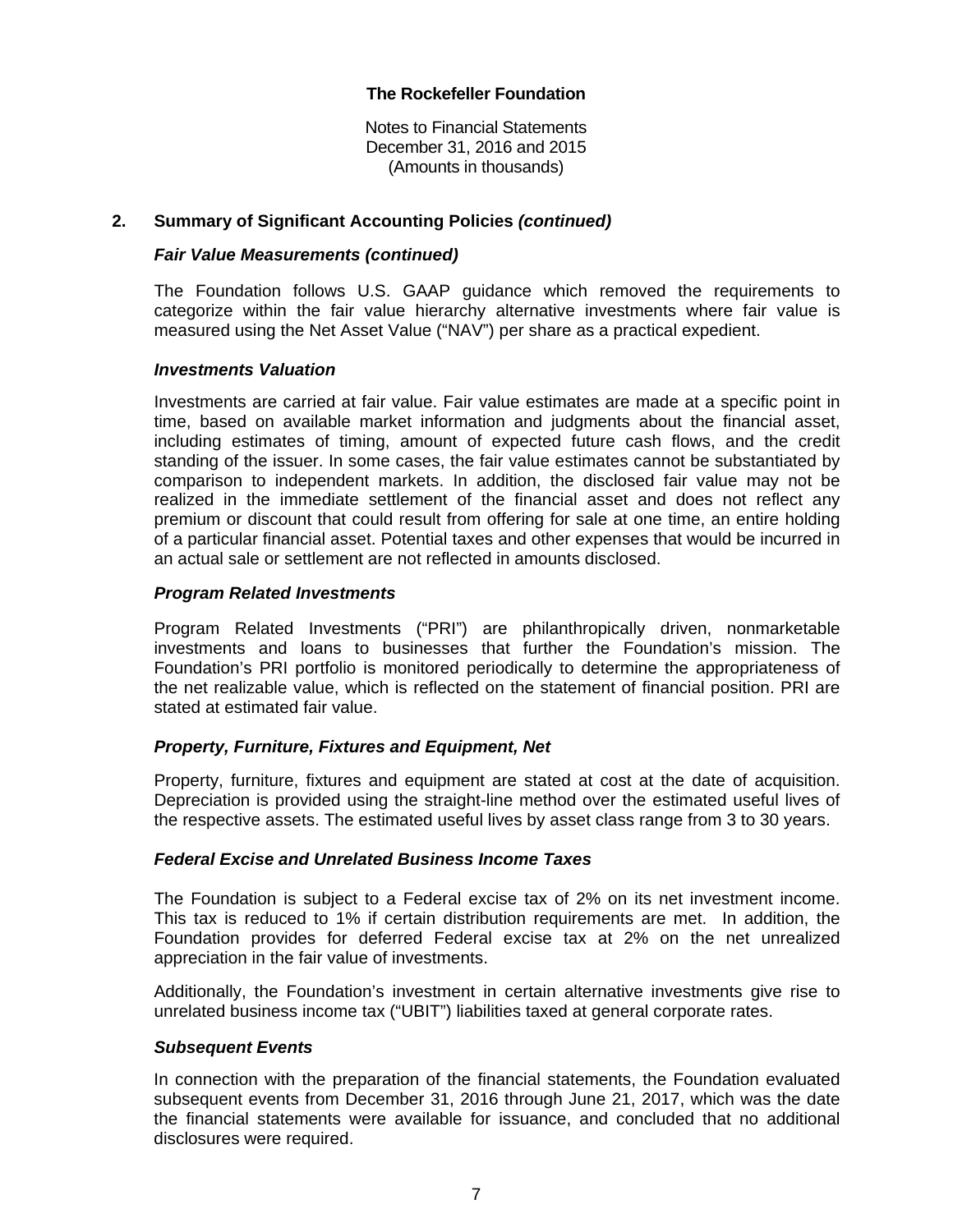## 2. Summary of Significant Accounting Policies *(continued)*

### *Fair Value Measurements (continued)*

The Foundation follows U.S. GAAP guidance which removed the requirements to categorize within the fair value hierarchy alternative investments where fair value is measured using the Net Asset Value ("NAV") per share as a practical expedient.

### *Investments Valuation*

Investments are carried at fair value. Fair value estimates are made at a specific point in time, based on available market information and judgments about the financial asset, including estimates of timing, amount of expected future cash flows, and the credit standing of the issuer. In some cases, the fair value estimates cannot be substantiated by comparison to independent markets. In addition, the disclosed fair value may not be realized in the immediate settlement of the financial asset and does not reflect any premium or discount that could result from offering for sale at one time, an entire holding of a particular financial asset. Potential taxes and other expenses that would be incurred in an actual sale or settlement are not reflected in amounts disclosed.

### *Program Related Investments*

Program Related Investments ("PRI") are philanthropically driven, nonmarketable investments and loans to businesses that further the Foundation's mission. The Foundation's PRI portfolio is monitored periodically to determine the appropriateness of the net realizable value, which is reflected on the statement of financial position. PRI are stated at estimated fair value.

### *Property, Furniture, Fixtures and Equipment, Net*

Property, furniture, fixtures and equipment are stated at cost at the date of acquisition. Depreciation is provided using the straight-line method over the estimated useful lives of the respective assets. The estimated useful lives by asset class range from 3 to 30 years.

### *Federal Excise and Unrelated Business Income Taxes*

The Foundation is subject to a Federal excise tax of 2% on its net investment income. This tax is reduced to 1% if certain distribution requirements are met. In addition, the Foundation provides for deferred Federal excise tax at 2% on the net unrealized appreciation in the fair value of investments.

Additionally, the Foundation's investment in certain alternative investments give rise to unrelated business income tax ("UBIT") liabilities taxed at general corporate rates.

### *Subsequent Events*

In connection with the preparation of the financial statements, the Foundation evaluated subsequent events from December 31, 2016 through June 21, 2017, which was the date the financial statements were available for issuance, and concluded that no additional disclosures were required.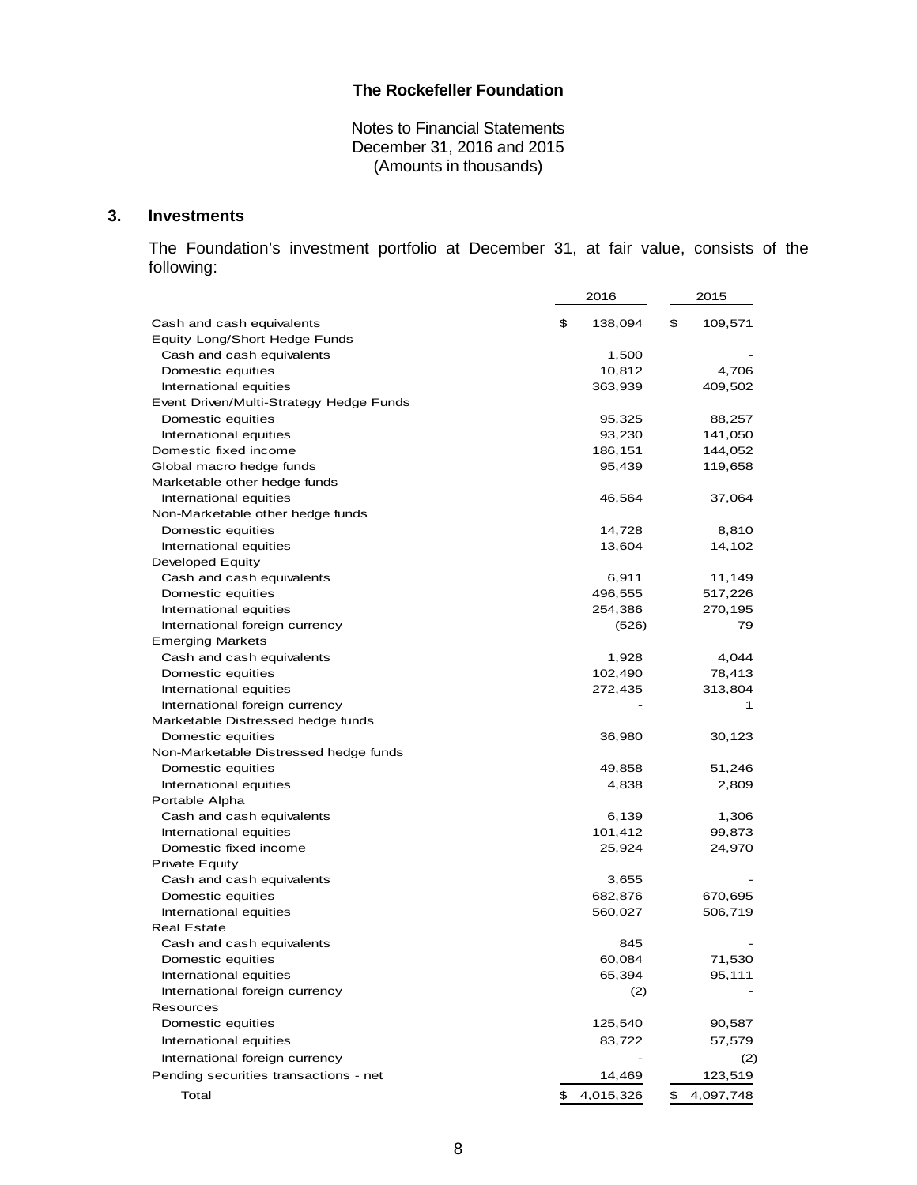**The Rockefeller Foundation**

Notes to Financial Statements
December 31, 2016 and 2015
(Amounts in thousands)

## 3. Investments

The Foundation's investment portfolio at December 31, at fair value, consists of the following:

| | 2016 | 2015 |
|---|---|---|
| Cash and cash equivalents | $ 138,094 | $ 109,571 |
| Equity Long/Short Hedge Funds | | |
| Cash and cash equivalents | 1,500 | - |
| Domestic equities | 10,812 | 4,706 |
| International equities | 363,939 | 409,502 |
| Event Driven/Multi-Strategy Hedge Funds | | |
| Domestic equities | 95,325 | 88,257 |
| International equities | 93,230 | 141,050 |
| Domestic fixed income | 186,151 | 144,052 |
| Global macro hedge funds | 95,439 | 119,658 |
| Marketable other hedge funds | | |
| International equities | 46,564 | 37,064 |
| Non-Marketable other hedge funds | | |
| Domestic equities | 14,728 | 8,810 |
| International equities | 13,604 | 14,102 |
| Developed Equity | | |
| Cash and cash equivalents | 6,911 | 11,149 |
| Domestic equities | 496,555 | 517,226 |
| International equities | 254,386 | 270,195 |
| International foreign currency | (526) | 79 |
| Emerging Markets | | |
| Cash and cash equivalents | 1,928 | 4,044 |
| Domestic equities | 102,490 | 78,413 |
| International equities | 272,435 | 313,804 |
| International foreign currency | - | 1 |
| Marketable Distressed hedge funds | | |
| Domestic equities | 36,980 | 30,123 |
| Non-Marketable Distressed hedge funds | | |
| Domestic equities | 49,858 | 51,246 |
| International equities | 4,838 | 2,809 |
| Portable Alpha | | |
| Cash and cash equivalents | 6,139 | 1,306 |
| International equities | 101,412 | 99,873 |
| Domestic fixed income | 25,924 | 24,970 |
| Private Equity | | |
| Cash and cash equivalents | 3,655 | - |
| Domestic equities | 682,876 | 670,695 |
| International equities | 560,027 | 506,719 |
| Real Estate | | |
| Cash and cash equivalents | 845 | - |
| Domestic equities | 60,084 | 71,530 |
| International equities | 65,394 | 95,111 |
| International foreign currency | (2) | - |
| Resources | | |
| Domestic equities | 125,540 | 90,587 |
| International equities | 83,722 | 57,579 |
| International foreign currency | - | (2) |
| Pending securities transactions - net | 14,469 | 123,519 |
| Total | $ 4,015,326 | $ 4,097,748 |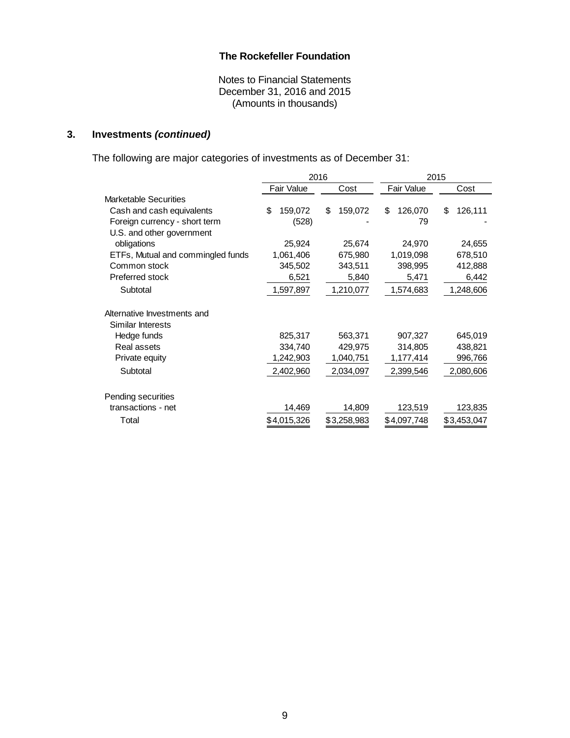**The Rockefeller Foundation**

Notes to Financial Statements
December 31, 2016 and 2015
(Amounts in thousands)

### 3. Investments *(continued)*

The following are major categories of investments as of December 31:

| | 2016 | | 2015 | |
|---|---|---|---|---|
| | Fair Value | Cost | Fair Value | Cost |
| Marketable Securities | | | | |
| Cash and cash equivalents | $ 159,072 | $ 159,072 | $ 126,070 | $ 126,111 |
| Foreign currency - short term | (528) | - | 79 | - |
| U.S. and other government obligations | 25,924 | 25,674 | 24,970 | 24,655 |
| ETFs, Mutual and commingled funds | 1,061,406 | 675,980 | 1,019,098 | 678,510 |
| Common stock | 345,502 | 343,511 | 398,995 | 412,888 |
| Preferred stock | 6,521 | 5,840 | 5,471 | 6,442 |
| Subtotal | 1,597,897 | 1,210,077 | 1,574,683 | 1,248,606 |
| Alternative Investments and Similar Interests | | | | |
| Hedge funds | 825,317 | 563,371 | 907,327 | 645,019 |
| Real assets | 334,740 | 429,975 | 314,805 | 438,821 |
| Private equity | 1,242,903 | 1,040,751 | 1,177,414 | 996,766 |
| Subtotal | 2,402,960 | 2,034,097 | 2,399,546 | 2,080,606 |
| Pending securities transactions - net | 14,469 | 14,809 | 123,519 | 123,835 |
| Total | $4,015,326 | $3,258,983 | $4,097,748 | $3,453,047 |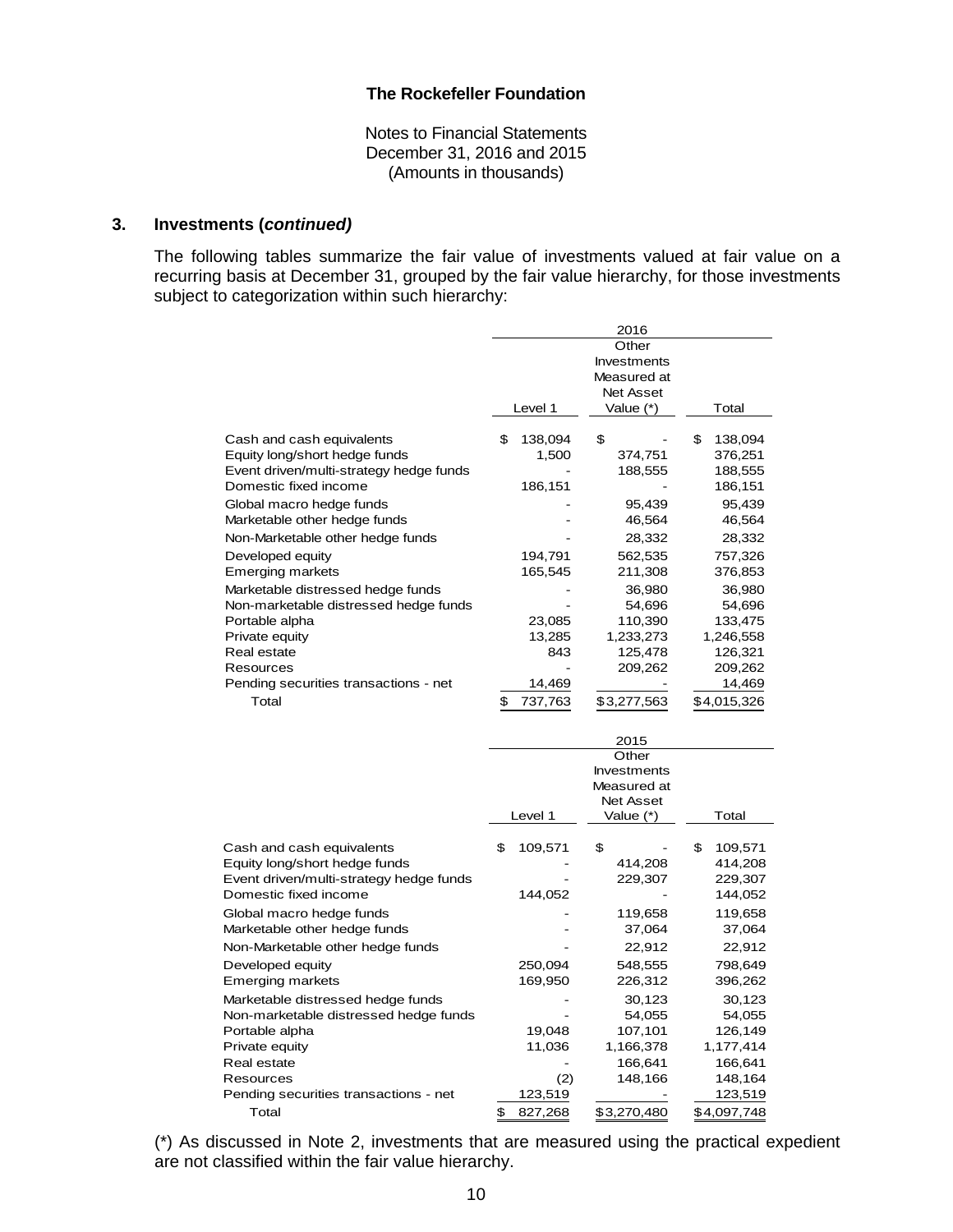**The Rockefeller Foundation**

Notes to Financial Statements
December 31, 2016 and 2015
(Amounts in thousands)

### 3. Investments (*continued)*

The following tables summarize the fair value of investments valued at fair value on a recurring basis at December 31, grouped by the fair value hierarchy, for those investments subject to categorization within such hierarchy:

| | 2016 | | |
|---|---|---|---|
| | Level 1 | Other Investments Measured at Net Asset Value (*) | Total |
| Cash and cash equivalents | $ 138,094 | $ - | $ 138,094 |
| Equity long/short hedge funds | 1,500 | 374,751 | 376,251 |
| Event driven/multi-strategy hedge funds | - | 188,555 | 188,555 |
| Domestic fixed income | 186,151 | - | 186,151 |
| Global macro hedge funds | - | 95,439 | 95,439 |
| Marketable other hedge funds | - | 46,564 | 46,564 |
| Non-Marketable other hedge funds | - | 28,332 | 28,332 |
| Developed equity | 194,791 | 562,535 | 757,326 |
| Emerging markets | 165,545 | 211,308 | 376,853 |
| Marketable distressed hedge funds | - | 36,980 | 36,980 |
| Non-marketable distressed hedge funds | - | 54,696 | 54,696 |
| Portable alpha | 23,085 | 110,390 | 133,475 |
| Private equity | 13,285 | 1,233,273 | 1,246,558 |
| Real estate | 843 | 125,478 | 126,321 |
| Resources | - | 209,262 | 209,262 |
| Pending securities transactions - net | 14,469 | - | 14,469 |
| Total | $ 737,763 | $3,277,563 | $4,015,326 |

| | 2015 | | |
|---|---|---|---|
| | Level 1 | Other Investments Measured at Net Asset Value (*) | Total |
| Cash and cash equivalents | $ 109,571 | $ - | $ 109,571 |
| Equity long/short hedge funds | - | 414,208 | 414,208 |
| Event driven/multi-strategy hedge funds | - | 229,307 | 229,307 |
| Domestic fixed income | 144,052 | - | 144,052 |
| Global macro hedge funds | - | 119,658 | 119,658 |
| Marketable other hedge funds | - | 37,064 | 37,064 |
| Non-Marketable other hedge funds | - | 22,912 | 22,912 |
| Developed equity | 250,094 | 548,555 | 798,649 |
| Emerging markets | 169,950 | 226,312 | 396,262 |
| Marketable distressed hedge funds | - | 30,123 | 30,123 |
| Non-marketable distressed hedge funds | - | 54,055 | 54,055 |
| Portable alpha | 19,048 | 107,101 | 126,149 |
| Private equity | 11,036 | 1,166,378 | 1,177,414 |
| Real estate | - | 166,641 | 166,641 |
| Resources | (2) | 148,166 | 148,164 |
| Pending securities transactions - net | 123,519 | - | 123,519 |
| Total | $ 827,268 | $3,270,480 | $4,097,748 |

(*) As discussed in Note 2, investments that are measured using the practical expedient are not classified within the fair value hierarchy.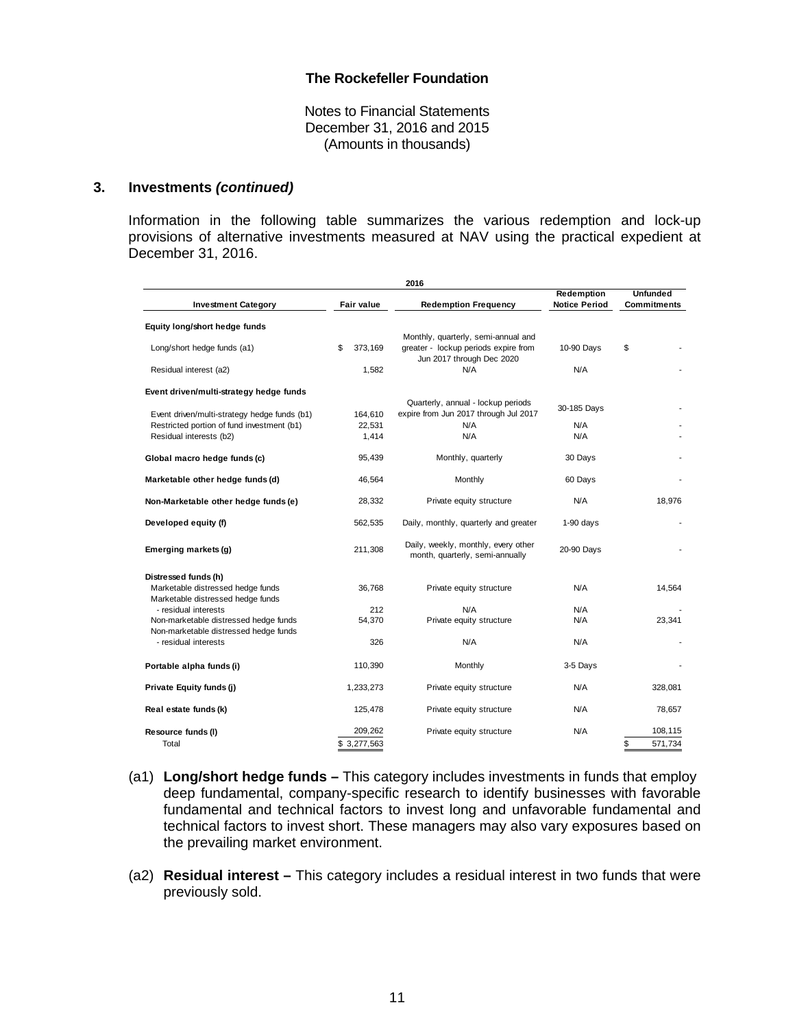**The Rockefeller Foundation**

Notes to Financial Statements
December 31, 2016 and 2015
(Amounts in thousands)

## 3. Investments *(continued)*

Information in the following table summarizes the various redemption and lock-up provisions of alternative investments measured at NAV using the practical expedient at December 31, 2016.

| 2016 | | | | |
|---|---|---|---|---|
| **Investment Category** | **Fair value** | **Redemption Frequency** | **Redemption Notice Period** | **Unfunded Commitments** |
| **Equity long/short hedge funds** | | | | |
| Long/short hedge funds (a1) | $ 373,169 | Monthly, quarterly, semi-annual and greater - lockup periods expire from Jun 2017 through Dec 2020 | 10-90 Days | $ - |
| Residual interest (a2) | 1,582 | N/A | N/A | - |
| **Event driven/multi-strategy hedge funds** | | | | |
| Event driven/multi-strategy hedge funds (b1) | 164,610 | Quarterly, annual - lockup periods expire from Jun 2017 through Jul 2017 | 30-185 Days | - |
| Restricted portion of fund investment (b1) | 22,531 | N/A | N/A | - |
| Residual interests (b2) | 1,414 | N/A | N/A | - |
| **Global macro hedge funds (c)** | 95,439 | Monthly, quarterly | 30 Days | - |
| **Marketable other hedge funds (d)** | 46,564 | Monthly | 60 Days | - |
| **Non-Marketable other hedge funds (e)** | 28,332 | Private equity structure | N/A | 18,976 |
| **Developed equity (f)** | 562,535 | Daily, monthly, quarterly and greater | 1-90 days | - |
| **Emerging markets (g)** | 211,308 | Daily, weekly, monthly, every other month, quarterly, semi-annually | 20-90 Days | - |
| **Distressed funds (h)** | | | | |
| Marketable distressed hedge funds | 36,768 | Private equity structure | N/A | 14,564 |
| Marketable distressed hedge funds - residual interests | 212 | N/A | N/A | - |
| Non-marketable distressed hedge funds | 54,370 | Private equity structure | N/A | 23,341 |
| Non-marketable distressed hedge funds - residual interests | 326 | N/A | N/A | - |
| **Portable alpha funds (i)** | 110,390 | Monthly | 3-5 Days | - |
| **Private Equity funds (j)** | 1,233,273 | Private equity structure | N/A | 328,081 |
| **Real estate funds (k)** | 125,478 | Private equity structure | N/A | 78,657 |
| **Resource funds (l)** | 209,262 | Private equity structure | N/A | 108,115 |
| Total | $ 3,277,563 | | | $ 571,734 |

(a1) **Long/short hedge funds –** This category includes investments in funds that employ deep fundamental, company-specific research to identify businesses with favorable fundamental and technical factors to invest long and unfavorable fundamental and technical factors to invest short. These managers may also vary exposures based on the prevailing market environment.

(a2) **Residual interest –** This category includes a residual interest in two funds that were previously sold.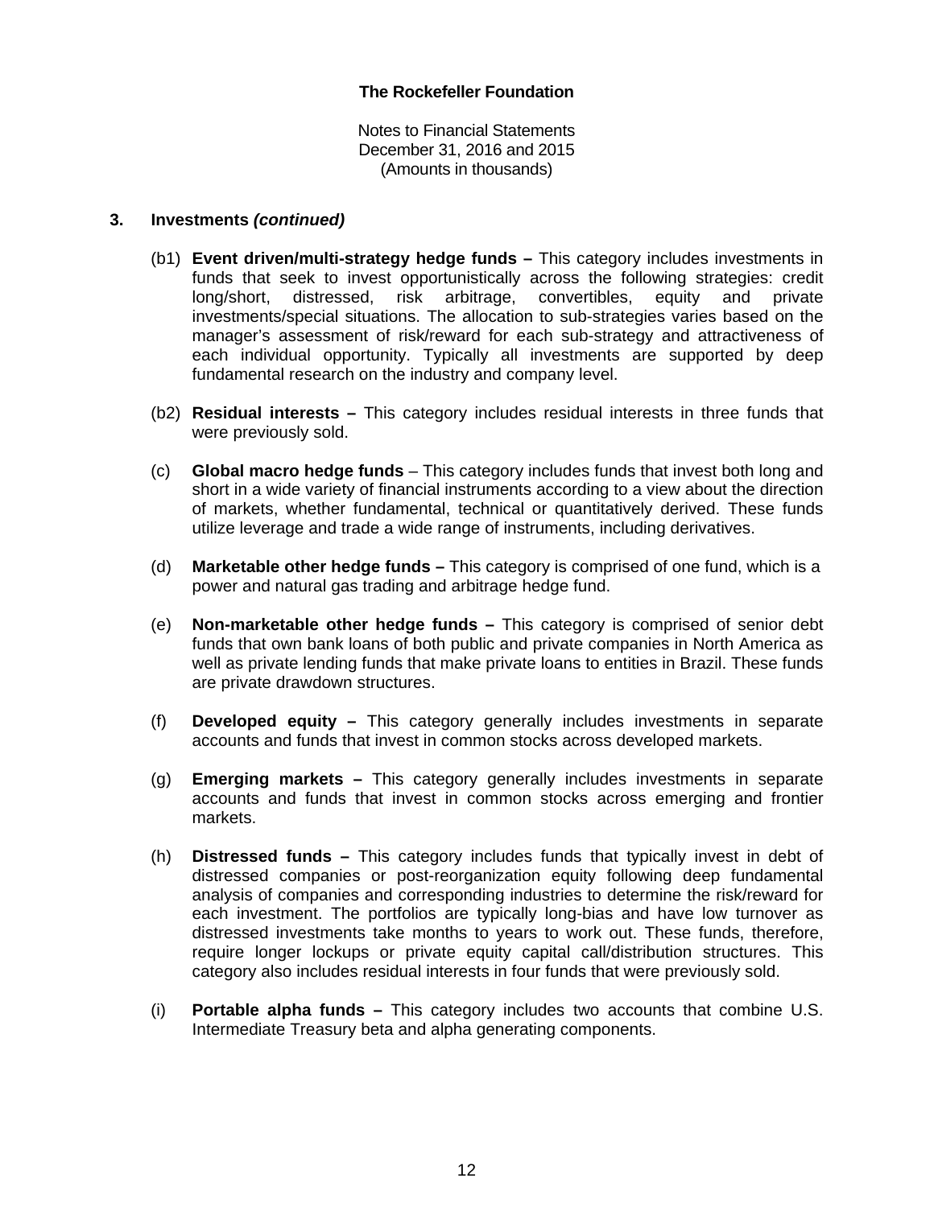**The Rockefeller Foundation**

Notes to Financial Statements
December 31, 2016 and 2015
(Amounts in thousands)

**3. Investments *(continued)***

(b1) **Event driven/multi-strategy hedge funds –** This category includes investments in funds that seek to invest opportunistically across the following strategies: credit long/short, distressed, risk arbitrage, convertibles, equity and private investments/special situations. The allocation to sub-strategies varies based on the manager's assessment of risk/reward for each sub-strategy and attractiveness of each individual opportunity. Typically all investments are supported by deep fundamental research on the industry and company level.

(b2) **Residual interests –** This category includes residual interests in three funds that were previously sold.

(c) **Global macro hedge funds** – This category includes funds that invest both long and short in a wide variety of financial instruments according to a view about the direction of markets, whether fundamental, technical or quantitatively derived. These funds utilize leverage and trade a wide range of instruments, including derivatives.

(d) **Marketable other hedge funds –** This category is comprised of one fund, which is a power and natural gas trading and arbitrage hedge fund.

(e) **Non-marketable other hedge funds –** This category is comprised of senior debt funds that own bank loans of both public and private companies in North America as well as private lending funds that make private loans to entities in Brazil. These funds are private drawdown structures.

(f) **Developed equity –** This category generally includes investments in separate accounts and funds that invest in common stocks across developed markets.

(g) **Emerging markets –** This category generally includes investments in separate accounts and funds that invest in common stocks across emerging and frontier markets.

(h) **Distressed funds –** This category includes funds that typically invest in debt of distressed companies or post-reorganization equity following deep fundamental analysis of companies and corresponding industries to determine the risk/reward for each investment. The portfolios are typically long-bias and have low turnover as distressed investments take months to years to work out. These funds, therefore, require longer lockups or private equity capital call/distribution structures. This category also includes residual interests in four funds that were previously sold.

(i) **Portable alpha funds –** This category includes two accounts that combine U.S. Intermediate Treasury beta and alpha generating components.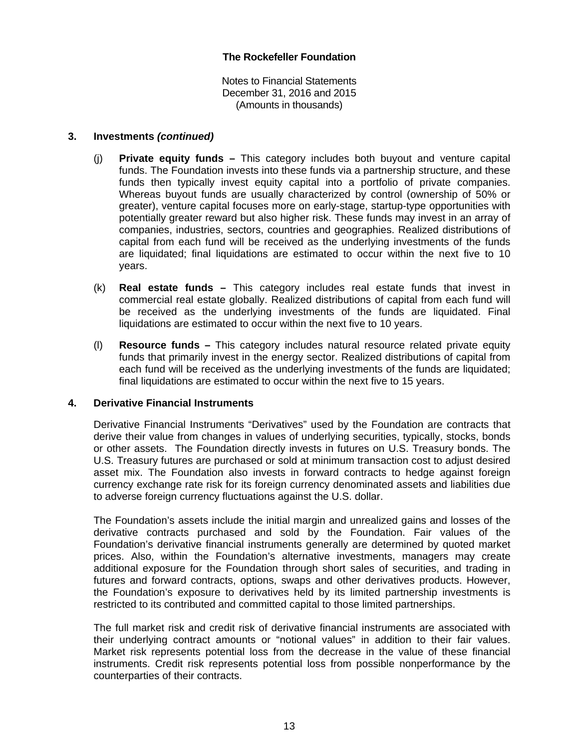## 3. Investments *(continued)*

(j) **Private equity funds –** This category includes both buyout and venture capital funds. The Foundation invests into these funds via a partnership structure, and these funds then typically invest equity capital into a portfolio of private companies. Whereas buyout funds are usually characterized by control (ownership of 50% or greater), venture capital focuses more on early-stage, startup-type opportunities with potentially greater reward but also higher risk. These funds may invest in an array of companies, industries, sectors, countries and geographies. Realized distributions of capital from each fund will be received as the underlying investments of the funds are liquidated; final liquidations are estimated to occur within the next five to 10 years.

(k) **Real estate funds –** This category includes real estate funds that invest in commercial real estate globally. Realized distributions of capital from each fund will be received as the underlying investments of the funds are liquidated. Final liquidations are estimated to occur within the next five to 10 years.

(l) **Resource funds –** This category includes natural resource related private equity funds that primarily invest in the energy sector. Realized distributions of capital from each fund will be received as the underlying investments of the funds are liquidated; final liquidations are estimated to occur within the next five to 15 years.

## 4. Derivative Financial Instruments

Derivative Financial Instruments "Derivatives" used by the Foundation are contracts that derive their value from changes in values of underlying securities, typically, stocks, bonds or other assets. The Foundation directly invests in futures on U.S. Treasury bonds. The U.S. Treasury futures are purchased or sold at minimum transaction cost to adjust desired asset mix. The Foundation also invests in forward contracts to hedge against foreign currency exchange rate risk for its foreign currency denominated assets and liabilities due to adverse foreign currency fluctuations against the U.S. dollar.

The Foundation's assets include the initial margin and unrealized gains and losses of the derivative contracts purchased and sold by the Foundation. Fair values of the Foundation's derivative financial instruments generally are determined by quoted market prices. Also, within the Foundation's alternative investments, managers may create additional exposure for the Foundation through short sales of securities, and trading in futures and forward contracts, options, swaps and other derivatives products. However, the Foundation's exposure to derivatives held by its limited partnership investments is restricted to its contributed and committed capital to those limited partnerships.

The full market risk and credit risk of derivative financial instruments are associated with their underlying contract amounts or "notional values" in addition to their fair values. Market risk represents potential loss from the decrease in the value of these financial instruments. Credit risk represents potential loss from possible nonperformance by the counterparties of their contracts.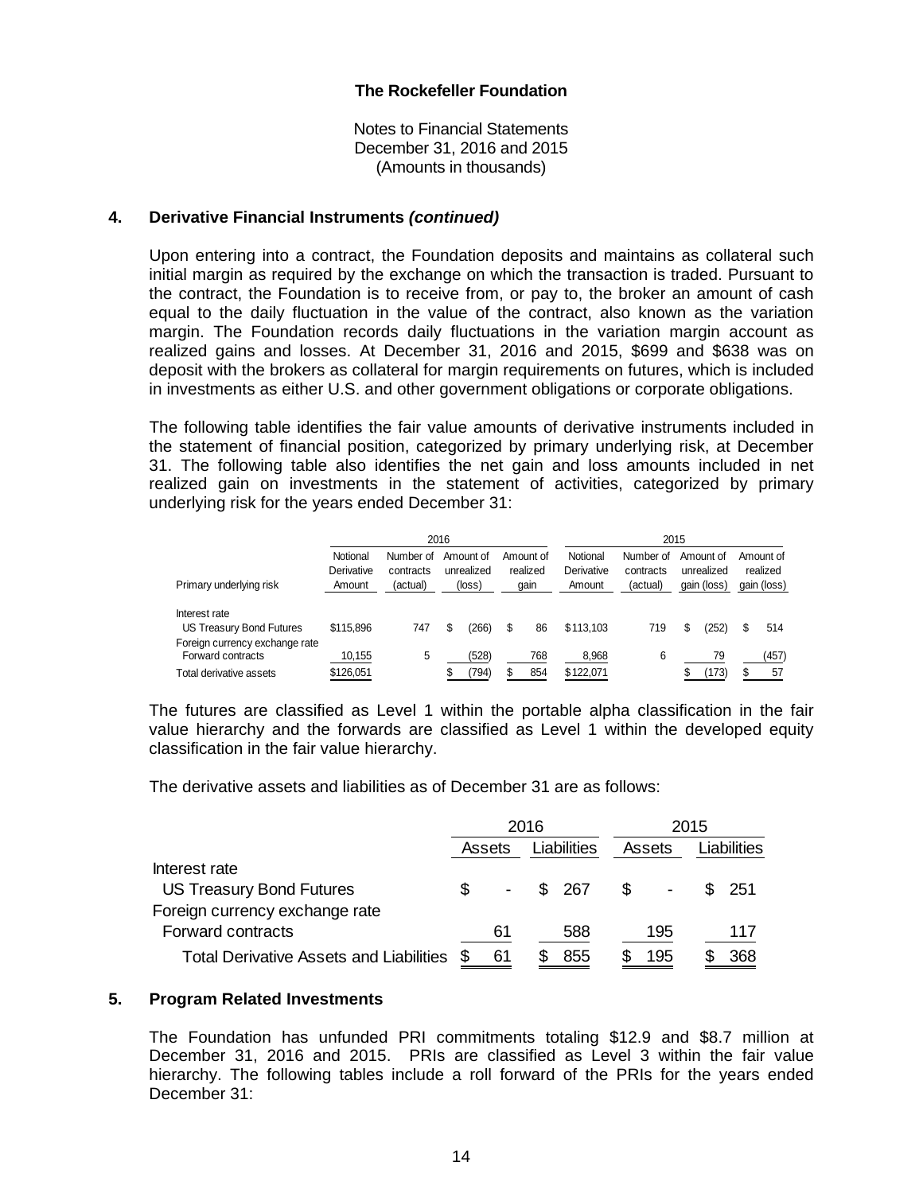The Rockefeller Foundation

Notes to Financial Statements
December 31, 2016 and 2015
(Amounts in thousands)

## 4. Derivative Financial Instruments *(continued)*

Upon entering into a contract, the Foundation deposits and maintains as collateral such initial margin as required by the exchange on which the transaction is traded. Pursuant to the contract, the Foundation is to receive from, or pay to, the broker an amount of cash equal to the daily fluctuation in the value of the contract, also known as the variation margin. The Foundation records daily fluctuations in the variation margin account as realized gains and losses. At December 31, 2016 and 2015, $699 and $638 was on deposit with the brokers as collateral for margin requirements on futures, which is included in investments as either U.S. and other government obligations or corporate obligations.

The following table identifies the fair value amounts of derivative instruments included in the statement of financial position, categorized by primary underlying risk, at December 31. The following table also identifies the net gain and loss amounts included in net realized gain on investments in the statement of activities, categorized by primary underlying risk for the years ended December 31:

| | 2016 | | | | 2015 | | | |
|---|---|---|---|---|---|---|---|---|
| Primary underlying risk | Notional Derivative Amount | Number of contracts (actual) | Amount of unrealized (loss) | Amount of realized gain | Notional Derivative Amount | Number of contracts (actual) | Amount of unrealized gain (loss) | Amount of realized gain (loss) |
| Interest rate | | | | | | | | |
| US Treasury Bond Futures | $115,896 | 747 | $ (266) | $ 86 | $113,103 | 719 | $ (252) | $ 514 |
| Foreign currency exchange rate | | | | | | | | |
| Forward contracts | 10,155 | 5 | (528) | 768 | 8,968 | 6 | 79 | (457) |
| Total derivative assets | $126,051 | | $ (794) | $ 854 | $122,071 | | $ (173) | $ 57 |

The futures are classified as Level 1 within the portable alpha classification in the fair value hierarchy and the forwards are classified as Level 1 within the developed equity classification in the fair value hierarchy.

The derivative assets and liabilities as of December 31 are as follows:

| | 2016 | | 2015 | |
|---|---|---|---|---|
| | Assets | Liabilities | Assets | Liabilities |
| Interest rate | | | | |
| US Treasury Bond Futures | $ - | $ 267 | $ - | $ 251 |
| Foreign currency exchange rate | | | | |
| Forward contracts | 61 | 588 | 195 | 117 |
| Total Derivative Assets and Liabilities | $ 61 | $ 855 | $ 195 | $ 368 |

## 5. Program Related Investments

The Foundation has unfunded PRI commitments totaling $12.9 and $8.7 million at December 31, 2016 and 2015. PRIs are classified as Level 3 within the fair value hierarchy. The following tables include a roll forward of the PRIs for the years ended December 31: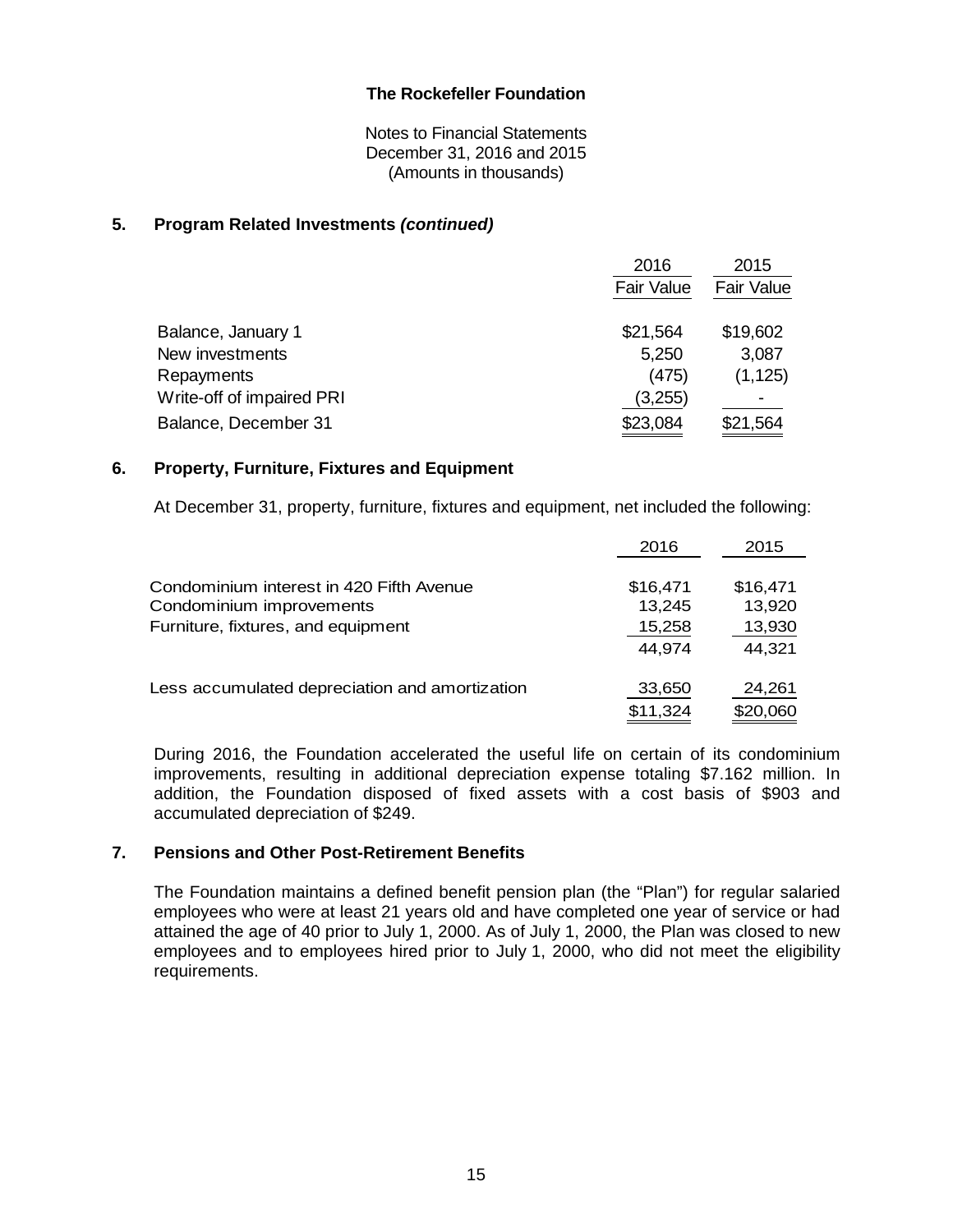**The Rockefeller Foundation**

Notes to Financial Statements
December 31, 2016 and 2015
(Amounts in thousands)

## 5. Program Related Investments *(continued)*

| | 2016<br>Fair Value | 2015<br>Fair Value |
|---|---|---|
| Balance, January 1 | $21,564 | $19,602 |
| New investments | 5,250 | 3,087 |
| Repayments | (475) | (1,125) |
| Write-off of impaired PRI | (3,255) | - |
| Balance, December 31 | $23,084 | $21,564 |

## 6. Property, Furniture, Fixtures and Equipment

At December 31, property, furniture, fixtures and equipment, net included the following:

| | 2016 | 2015 |
|---|---|---|
| Condominium interest in 420 Fifth Avenue | $16,471 | $16,471 |
| Condominium improvements | 13,245 | 13,920 |
| Furniture, fixtures, and equipment | 15,258 | 13,930 |
| | 44,974 | 44,321 |
| Less accumulated depreciation and amortization | 33,650 | 24,261 |
| | $11,324 | $20,060 |

During 2016, the Foundation accelerated the useful life on certain of its condominium improvements, resulting in additional depreciation expense totaling $7.162 million. In addition, the Foundation disposed of fixed assets with a cost basis of $903 and accumulated depreciation of $249.

## 7. Pensions and Other Post-Retirement Benefits

The Foundation maintains a defined benefit pension plan (the "Plan") for regular salaried employees who were at least 21 years old and have completed one year of service or had attained the age of 40 prior to July 1, 2000. As of July 1, 2000, the Plan was closed to new employees and to employees hired prior to July 1, 2000, who did not meet the eligibility requirements.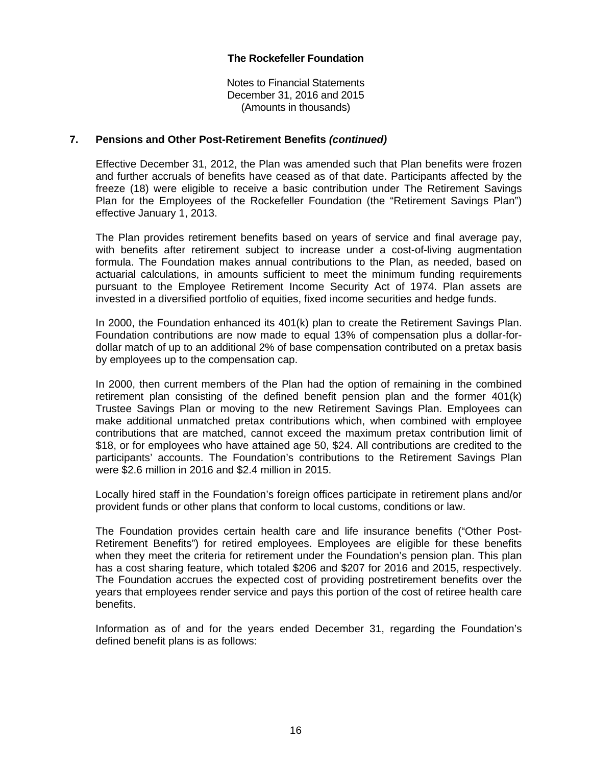**The Rockefeller Foundation**

Notes to Financial Statements
December 31, 2016 and 2015
(Amounts in thousands)

## 7. Pensions and Other Post-Retirement Benefits *(continued)*

Effective December 31, 2012, the Plan was amended such that Plan benefits were frozen and further accruals of benefits have ceased as of that date. Participants affected by the freeze (18) were eligible to receive a basic contribution under The Retirement Savings Plan for the Employees of the Rockefeller Foundation (the "Retirement Savings Plan") effective January 1, 2013.

The Plan provides retirement benefits based on years of service and final average pay, with benefits after retirement subject to increase under a cost-of-living augmentation formula. The Foundation makes annual contributions to the Plan, as needed, based on actuarial calculations, in amounts sufficient to meet the minimum funding requirements pursuant to the Employee Retirement Income Security Act of 1974. Plan assets are invested in a diversified portfolio of equities, fixed income securities and hedge funds.

In 2000, the Foundation enhanced its 401(k) plan to create the Retirement Savings Plan. Foundation contributions are now made to equal 13% of compensation plus a dollar-for-dollar match of up to an additional 2% of base compensation contributed on a pretax basis by employees up to the compensation cap.

In 2000, then current members of the Plan had the option of remaining in the combined retirement plan consisting of the defined benefit pension plan and the former 401(k) Trustee Savings Plan or moving to the new Retirement Savings Plan. Employees can make additional unmatched pretax contributions which, when combined with employee contributions that are matched, cannot exceed the maximum pretax contribution limit of $18, or for employees who have attained age 50, $24. All contributions are credited to the participants' accounts. The Foundation's contributions to the Retirement Savings Plan were $2.6 million in 2016 and $2.4 million in 2015.

Locally hired staff in the Foundation's foreign offices participate in retirement plans and/or provident funds or other plans that conform to local customs, conditions or law.

The Foundation provides certain health care and life insurance benefits ("Other Post-Retirement Benefits") for retired employees. Employees are eligible for these benefits when they meet the criteria for retirement under the Foundation's pension plan. This plan has a cost sharing feature, which totaled $206 and $207 for 2016 and 2015, respectively. The Foundation accrues the expected cost of providing postretirement benefits over the years that employees render service and pays this portion of the cost of retiree health care benefits.

Information as of and for the years ended December 31, regarding the Foundation's defined benefit plans is as follows: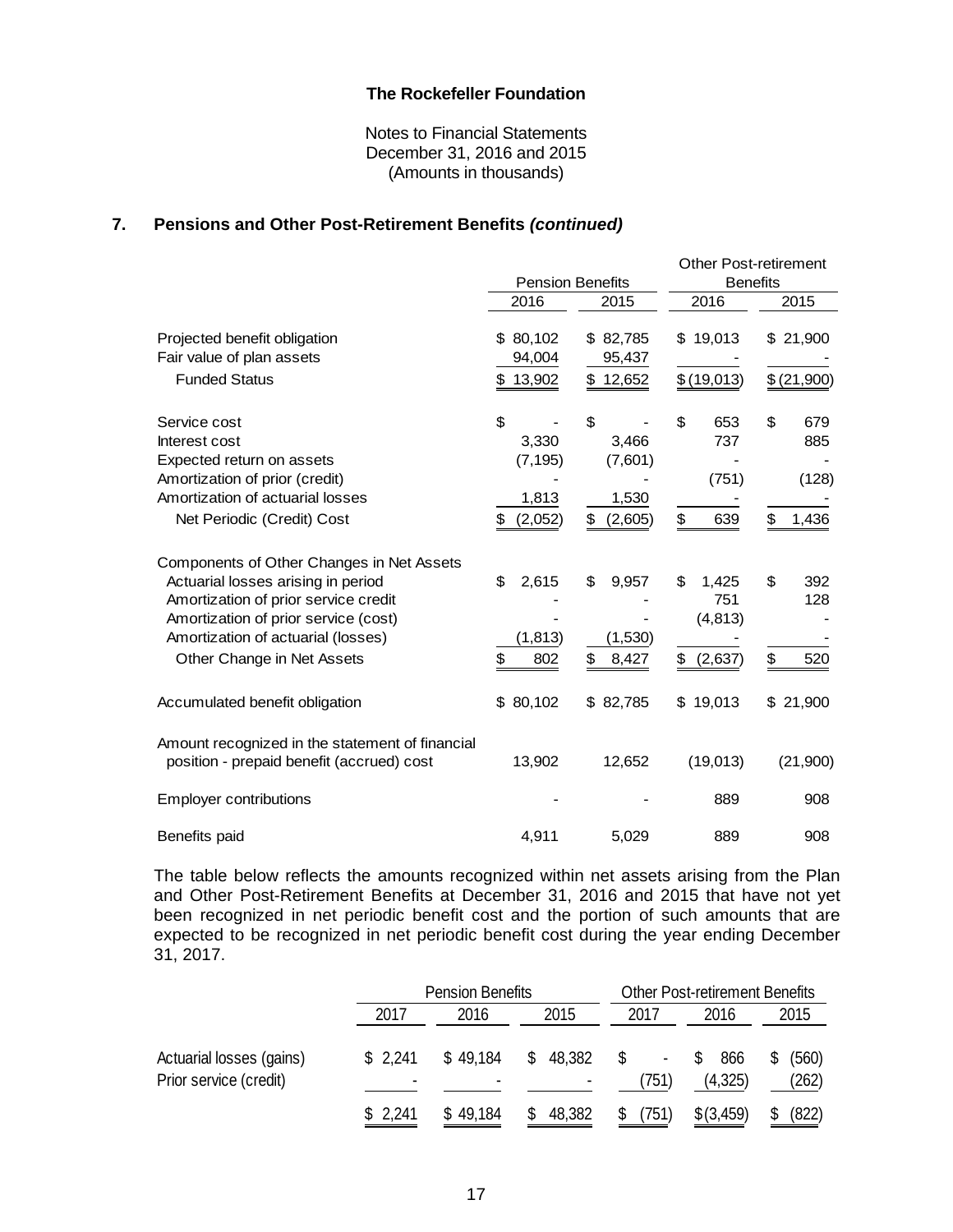**The Rockefeller Foundation**

Notes to Financial Statements
December 31, 2016 and 2015
(Amounts in thousands)

## 7. Pensions and Other Post-Retirement Benefits *(continued)*

| | Pension Benefits | | Other Post-retirement Benefits | |
|---|---|---|---|---|
| | 2016 | 2015 | 2016 | 2015 |
| Projected benefit obligation | $ 80,102 | $ 82,785 | $ 19,013 | $ 21,900 |
| Fair value of plan assets | 94,004 | 95,437 | - | - |
| Funded Status | $ 13,902 | $ 12,652 | $ (19,013) | $ (21,900) |
| | | | | |
| Service cost | $ - | $ - | $ 653 | $ 679 |
| Interest cost | 3,330 | 3,466 | 737 | 885 |
| Expected return on assets | (7,195) | (7,601) | - | - |
| Amortization of prior (credit) | - | - | (751) | (128) |
| Amortization of actuarial losses | 1,813 | 1,530 | - | - |
| Net Periodic (Credit) Cost | $ (2,052) | $ (2,605) | $ 639 | $ 1,436 |
| | | | | |
| Components of Other Changes in Net Assets | | | | |
| Actuarial losses arising in period | $ 2,615 | $ 9,957 | $ 1,425 | $ 392 |
| Amortization of prior service credit | - | - | 751 | 128 |
| Amortization of prior service (cost) | - | - | (4,813) | - |
| Amortization of actuarial (losses) | (1,813) | (1,530) | - | - |
| Other Change in Net Assets | $ 802 | $ 8,427 | $ (2,637) | $ 520 |
| | | | | |
| Accumulated benefit obligation | $ 80,102 | $ 82,785 | $ 19,013 | $ 21,900 |
| | | | | |
| Amount recognized in the statement of financial position - prepaid benefit (accrued) cost | 13,902 | 12,652 | (19,013) | (21,900) |
| | | | | |
| Employer contributions | - | - | 889 | 908 |
| | | | | |
| Benefits paid | 4,911 | 5,029 | 889 | 908 |

The table below reflects the amounts recognized within net assets arising from the Plan and Other Post-Retirement Benefits at December 31, 2016 and 2015 that have not yet been recognized in net periodic benefit cost and the portion of such amounts that are expected to be recognized in net periodic benefit cost during the year ending December 31, 2017.

| | Pension Benefits | | | Other Post-retirement Benefits | | |
|---|---|---|---|---|---|---|
| | 2017 | 2016 | 2015 | 2017 | 2016 | 2015 |
| Actuarial losses (gains) | $ 2,241 | $ 49,184 | $ 48,382 | $ - | $ 866 | $ (560) |
| Prior service (credit) | - | - | - | (751) | (4,325) | (262) |
| | $ 2,241 | $ 49,184 | $ 48,382 | $ (751) | $ (3,459) | $ (822) |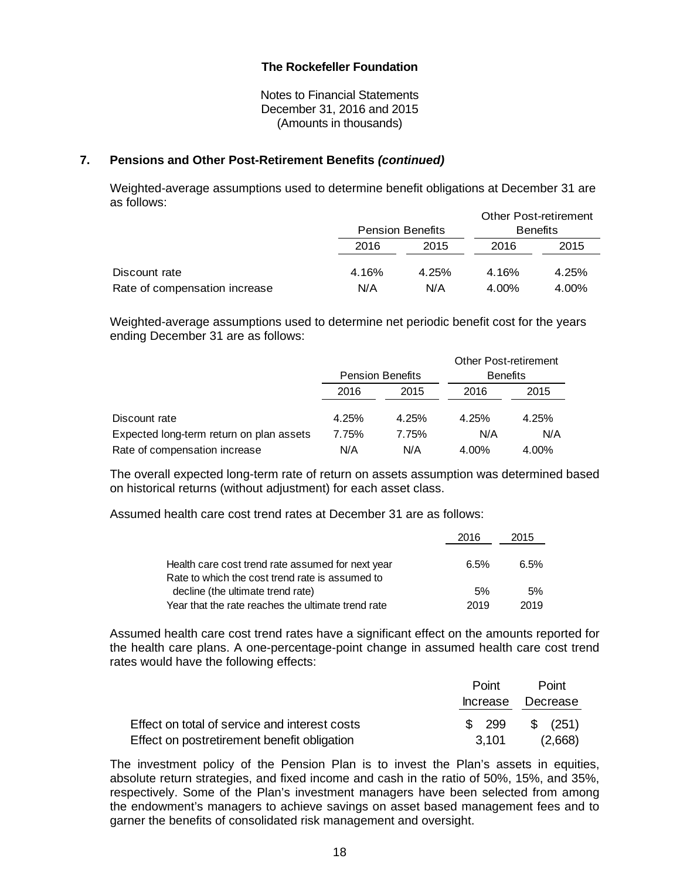# The Rockefeller Foundation

Notes to Financial Statements
December 31, 2016 and 2015
(Amounts in thousands)

## 7. Pensions and Other Post-Retirement Benefits *(continued)*

Weighted-average assumptions used to determine benefit obligations at December 31 are as follows:

| | Pension Benefits | | Other Post-retirement Benefits | |
|---|---|---|---|---|
| | 2016 | 2015 | 2016 | 2015 |
| Discount rate | 4.16% | 4.25% | 4.16% | 4.25% |
| Rate of compensation increase | N/A | N/A | 4.00% | 4.00% |

Weighted-average assumptions used to determine net periodic benefit cost for the years ending December 31 are as follows:

| | Pension Benefits | | Other Post-retirement Benefits | |
|---|---|---|---|---|
| | 2016 | 2015 | 2016 | 2015 |
| Discount rate | 4.25% | 4.25% | 4.25% | 4.25% |
| Expected long-term return on plan assets | 7.75% | 7.75% | N/A | N/A |
| Rate of compensation increase | N/A | N/A | 4.00% | 4.00% |

The overall expected long-term rate of return on assets assumption was determined based on historical returns (without adjustment) for each asset class.

Assumed health care cost trend rates at December 31 are as follows:

| | 2016 | 2015 |
|---|---|---|
| Health care cost trend rate assumed for next year | 6.5% | 6.5% |
| Rate to which the cost trend rate is assumed to decline (the ultimate trend rate) | 5% | 5% |
| Year that the rate reaches the ultimate trend rate | 2019 | 2019 |

Assumed health care cost trend rates have a significant effect on the amounts reported for the health care plans. A one-percentage-point change in assumed health care cost trend rates would have the following effects:

| | Point Increase | Point Decrease |
|---|---|---|
| Effect on total of service and interest costs | $ 299 | $ (251) |
| Effect on postretirement benefit obligation | 3,101 | (2,668) |

The investment policy of the Pension Plan is to invest the Plan's assets in equities, absolute return strategies, and fixed income and cash in the ratio of 50%, 15%, and 35%, respectively. Some of the Plan's investment managers have been selected from among the endowment's managers to achieve savings on asset based management fees and to garner the benefits of consolidated risk management and oversight.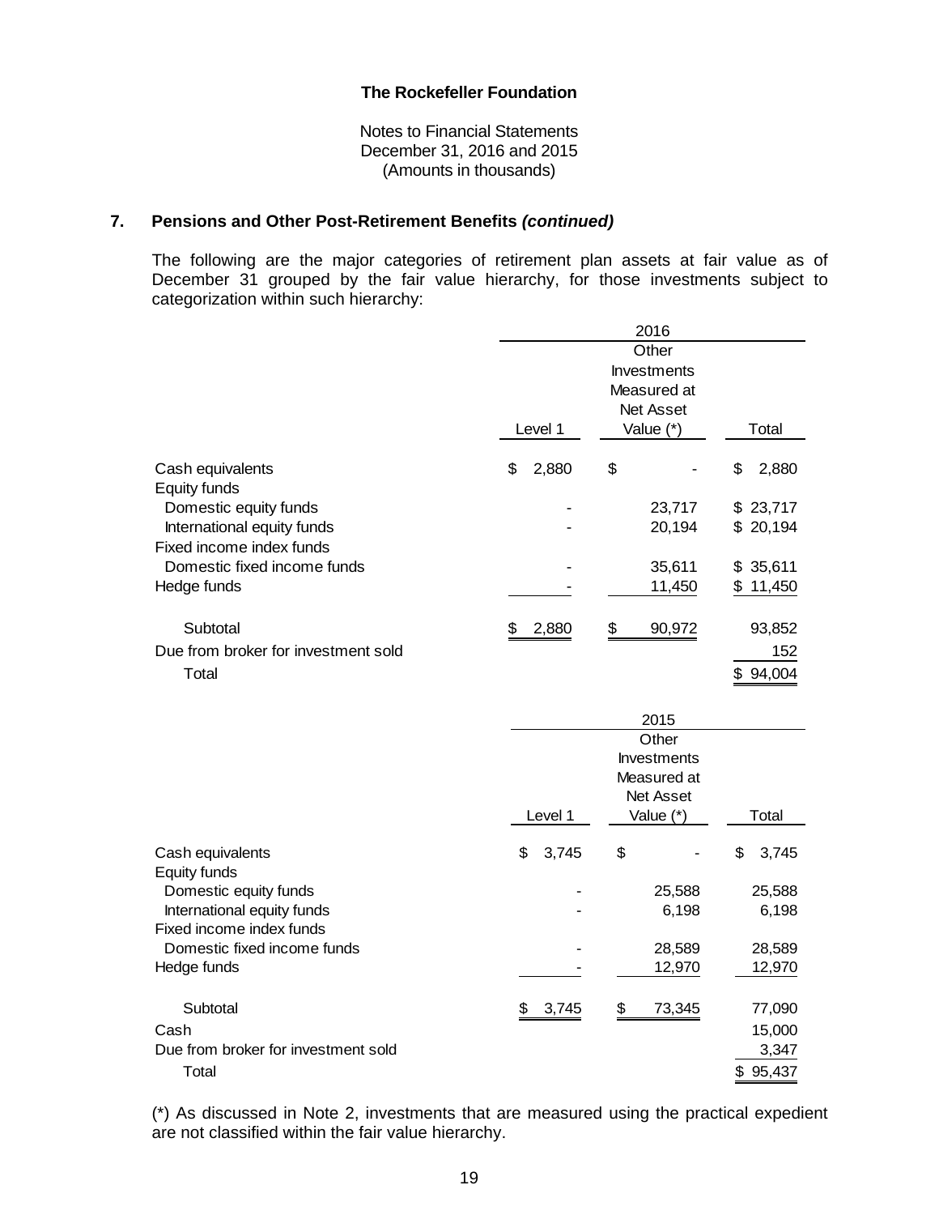**The Rockefeller Foundation**

Notes to Financial Statements
December 31, 2016 and 2015
(Amounts in thousands)

## 7. Pensions and Other Post-Retirement Benefits *(continued)*

The following are the major categories of retirement plan assets at fair value as of December 31 grouped by the fair value hierarchy, for those investments subject to categorization within such hierarchy:

| | 2016 | | |
|---|---|---|---|
| | Level 1 | Other Investments Measured at Net Asset Value (*) | Total |
| Cash equivalents | $ 2,880 | $ - | $ 2,880 |
| Equity funds | | | |
| Domestic equity funds | - | 23,717 | $ 23,717 |
| International equity funds | - | 20,194 | $ 20,194 |
| Fixed income index funds | | | |
| Domestic fixed income funds | - | 35,611 | $ 35,611 |
| Hedge funds | - | 11,450 | $ 11,450 |
| Subtotal | $ 2,880 | $ 90,972 | 93,852 |
| Due from broker for investment sold | | | 152 |
| Total | | | $ 94,004 |

| | 2015 | | |
|---|---|---|---|
| | Level 1 | Other Investments Measured at Net Asset Value (*) | Total |
| Cash equivalents | $ 3,745 | $ - | $ 3,745 |
| Equity funds | | | |
| Domestic equity funds | - | 25,588 | 25,588 |
| International equity funds | - | 6,198 | 6,198 |
| Fixed income index funds | | | |
| Domestic fixed income funds | - | 28,589 | 28,589 |
| Hedge funds | - | 12,970 | 12,970 |
| Subtotal | $ 3,745 | $ 73,345 | 77,090 |
| Cash | | | 15,000 |
| Due from broker for investment sold | | | 3,347 |
| Total | | | $ 95,437 |

(*) As discussed in Note 2, investments that are measured using the practical expedient are not classified within the fair value hierarchy.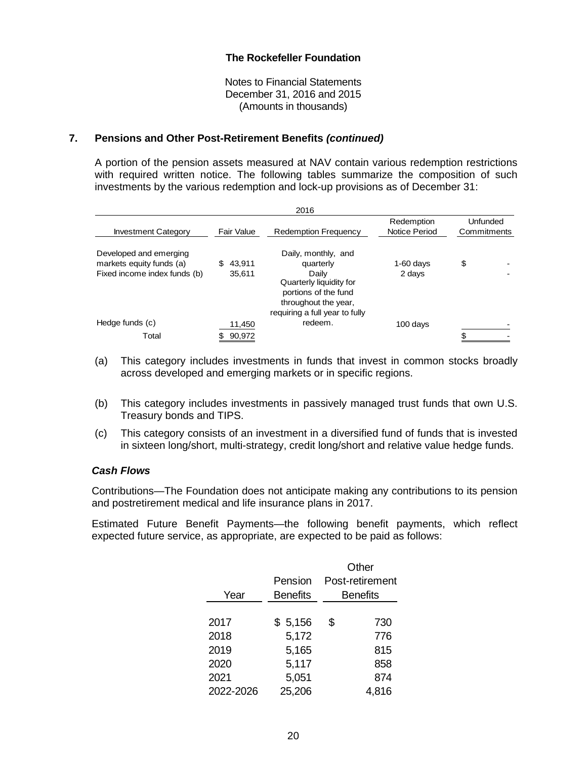## 7. Pensions and Other Post-Retirement Benefits *(continued)*

A portion of the pension assets measured at NAV contain various redemption restrictions with required written notice. The following tables summarize the composition of such investments by the various redemption and lock-up provisions as of December 31:

| 2016 | | | | |
|---|---|---|---|---|
| Investment Category | Fair Value | Redemption Frequency | Redemption Notice Period | Unfunded Commitments |
| Developed and emerging markets equity funds (a) | $ 43,911 | Daily, monthly, and quarterly | 1-60 days | $ - |
| Fixed income index funds (b) | 35,611 | Daily | 2 days | - |
| Hedge funds (c) | 11,450 | Quarterly liquidity for portions of the fund throughout the year, requiring a full year to fully redeem. | 100 days | - |
| Total | $ 90,972 | | | $ - |

(a) This category includes investments in funds that invest in common stocks broadly across developed and emerging markets or in specific regions.

(b) This category includes investments in passively managed trust funds that own U.S. Treasury bonds and TIPS.

(c) This category consists of an investment in a diversified fund of funds that is invested in sixteen long/short, multi-strategy, credit long/short and relative value hedge funds.

### *Cash Flows*

Contributions—The Foundation does not anticipate making any contributions to its pension and postretirement medical and life insurance plans in 2017.

Estimated Future Benefit Payments—the following benefit payments, which reflect expected future service, as appropriate, are expected to be paid as follows:

| Year | Pension Benefits | Other Post-retirement Benefits |
|---|---|---|
| 2017 | $ 5,156 | $ 730 |
| 2018 | 5,172 | 776 |
| 2019 | 5,165 | 815 |
| 2020 | 5,117 | 858 |
| 2021 | 5,051 | 874 |
| 2022-2026 | 25,206 | 4,816 |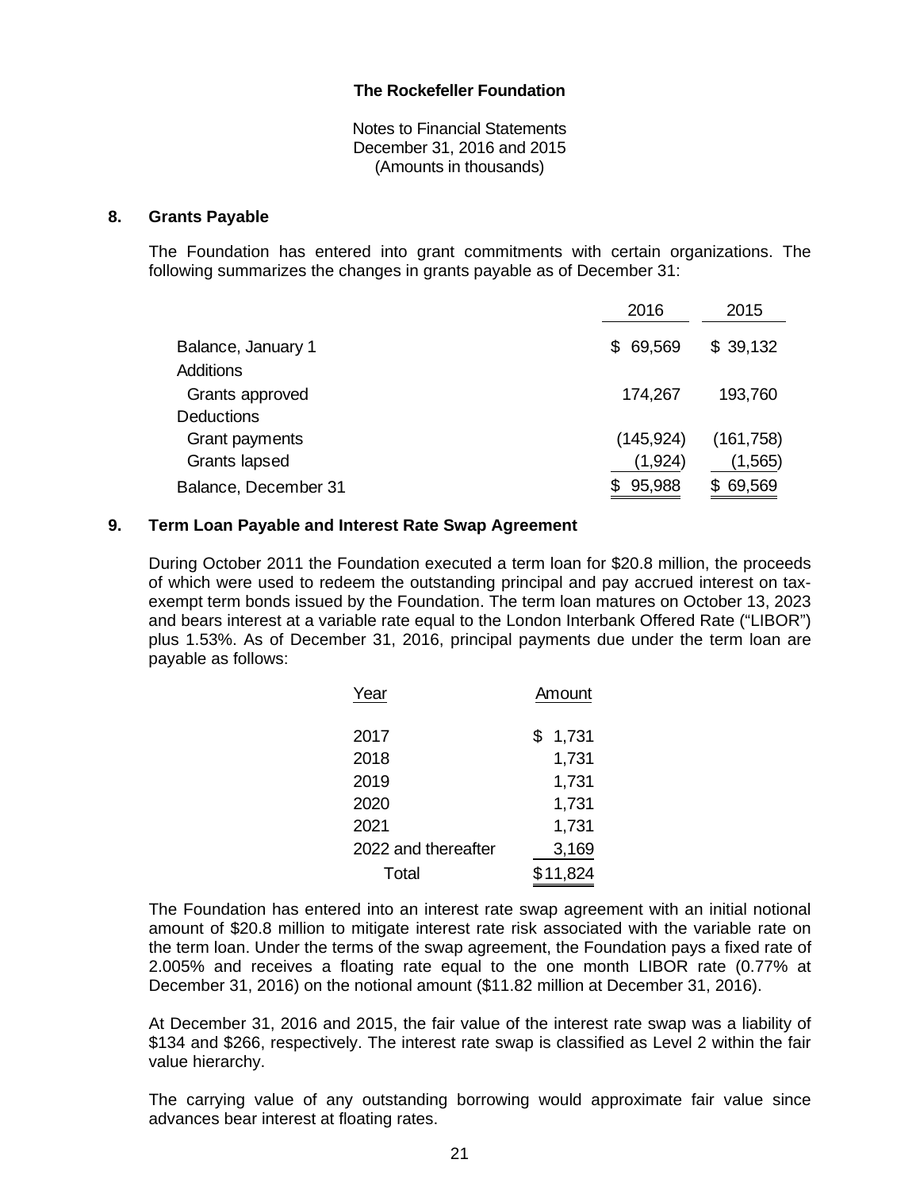**The Rockefeller Foundation**

Notes to Financial Statements
December 31, 2016 and 2015
(Amounts in thousands)

## 8. Grants Payable

The Foundation has entered into grant commitments with certain organizations. The following summarizes the changes in grants payable as of December 31:

| | 2016 | 2015 |
|---|---|---|
| Balance, January 1 | $ 69,569 | $ 39,132 |
| Additions | | |
| Grants approved | 174,267 | 193,760 |
| Deductions | | |
| Grant payments | (145,924) | (161,758) |
| Grants lapsed | (1,924) | (1,565) |
| Balance, December 31 | $ 95,988 | $ 69,569 |

## 9. Term Loan Payable and Interest Rate Swap Agreement

During October 2011 the Foundation executed a term loan for $20.8 million, the proceeds of which were used to redeem the outstanding principal and pay accrued interest on tax-exempt term bonds issued by the Foundation. The term loan matures on October 13, 2023 and bears interest at a variable rate equal to the London Interbank Offered Rate ("LIBOR") plus 1.53%. As of December 31, 2016, principal payments due under the term loan are payable as follows:

| Year | Amount |
|---|---|
| 2017 | $ 1,731 |
| 2018 | 1,731 |
| 2019 | 1,731 |
| 2020 | 1,731 |
| 2021 | 1,731 |
| 2022 and thereafter | 3,169 |
| Total | $11,824 |

The Foundation has entered into an interest rate swap agreement with an initial notional amount of $20.8 million to mitigate interest rate risk associated with the variable rate on the term loan. Under the terms of the swap agreement, the Foundation pays a fixed rate of 2.005% and receives a floating rate equal to the one month LIBOR rate (0.77% at December 31, 2016) on the notional amount ($11.82 million at December 31, 2016).

At December 31, 2016 and 2015, the fair value of the interest rate swap was a liability of $134 and $266, respectively. The interest rate swap is classified as Level 2 within the fair value hierarchy.

The carrying value of any outstanding borrowing would approximate fair value since advances bear interest at floating rates.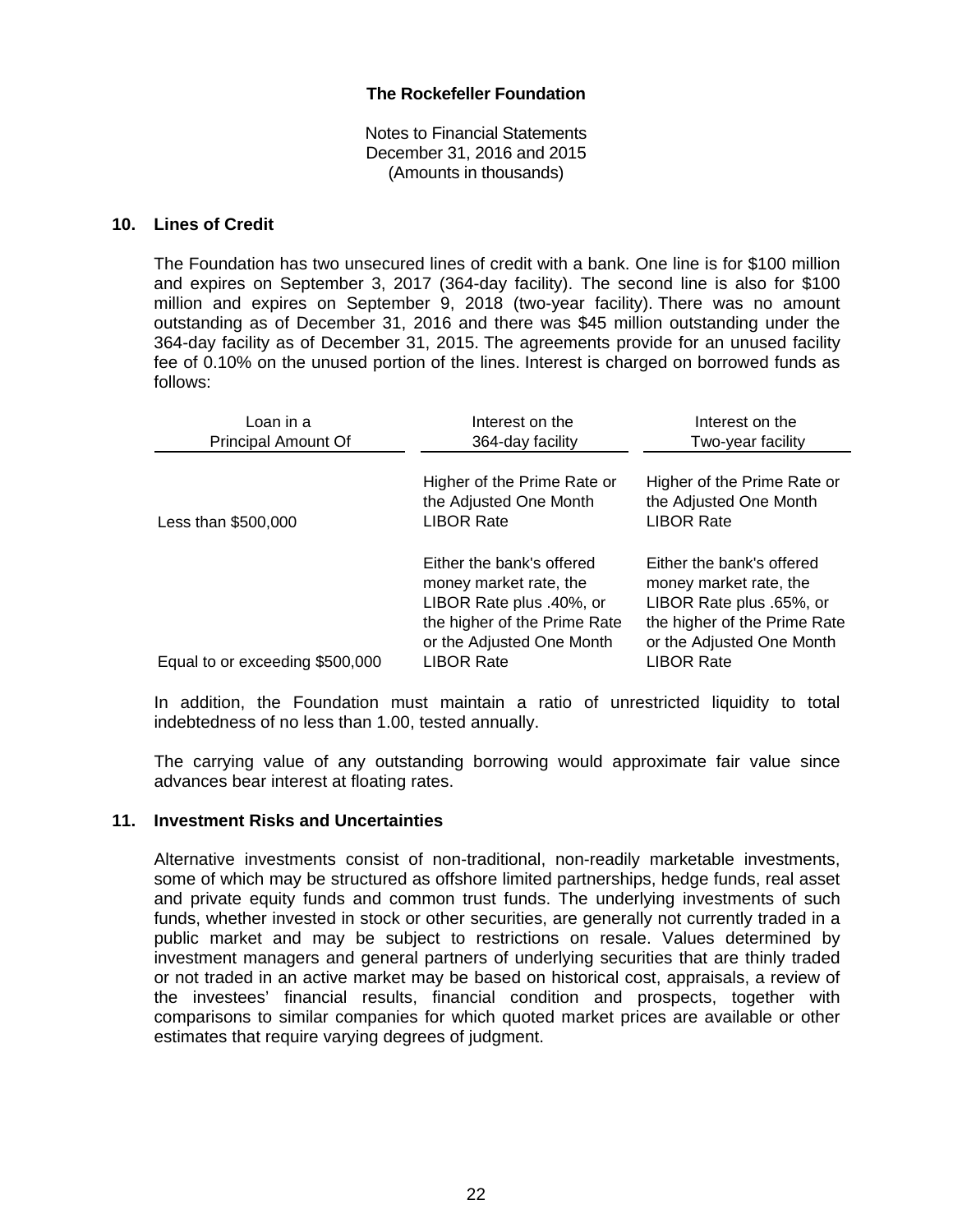**The Rockefeller Foundation**

Notes to Financial Statements
December 31, 2016 and 2015
(Amounts in thousands)

## 10. Lines of Credit

The Foundation has two unsecured lines of credit with a bank. One line is for \$100 million and expires on September 3, 2017 (364-day facility). The second line is also for \$100 million and expires on September 9, 2018 (two-year facility). There was no amount outstanding as of December 31, 2016 and there was \$45 million outstanding under the 364-day facility as of December 31, 2015. The agreements provide for an unused facility fee of 0.10% on the unused portion of the lines. Interest is charged on borrowed funds as follows:

| Loan in a Principal Amount Of | Interest on the 364-day facility | Interest on the Two-year facility |
|---|---|---|
| Less than \$500,000 | Higher of the Prime Rate or the Adjusted One Month LIBOR Rate | Higher of the Prime Rate or the Adjusted One Month LIBOR Rate |
| Equal to or exceeding \$500,000 | Either the bank's offered money market rate, the LIBOR Rate plus .40%, or the higher of the Prime Rate or the Adjusted One Month LIBOR Rate | Either the bank's offered money market rate, the LIBOR Rate plus .65%, or the higher of the Prime Rate or the Adjusted One Month LIBOR Rate |

In addition, the Foundation must maintain a ratio of unrestricted liquidity to total indebtedness of no less than 1.00, tested annually.

The carrying value of any outstanding borrowing would approximate fair value since advances bear interest at floating rates.

## 11. Investment Risks and Uncertainties

Alternative investments consist of non-traditional, non-readily marketable investments, some of which may be structured as offshore limited partnerships, hedge funds, real asset and private equity funds and common trust funds. The underlying investments of such funds, whether invested in stock or other securities, are generally not currently traded in a public market and may be subject to restrictions on resale. Values determined by investment managers and general partners of underlying securities that are thinly traded or not traded in an active market may be based on historical cost, appraisals, a review of the investees' financial results, financial condition and prospects, together with comparisons to similar companies for which quoted market prices are available or other estimates that require varying degrees of judgment.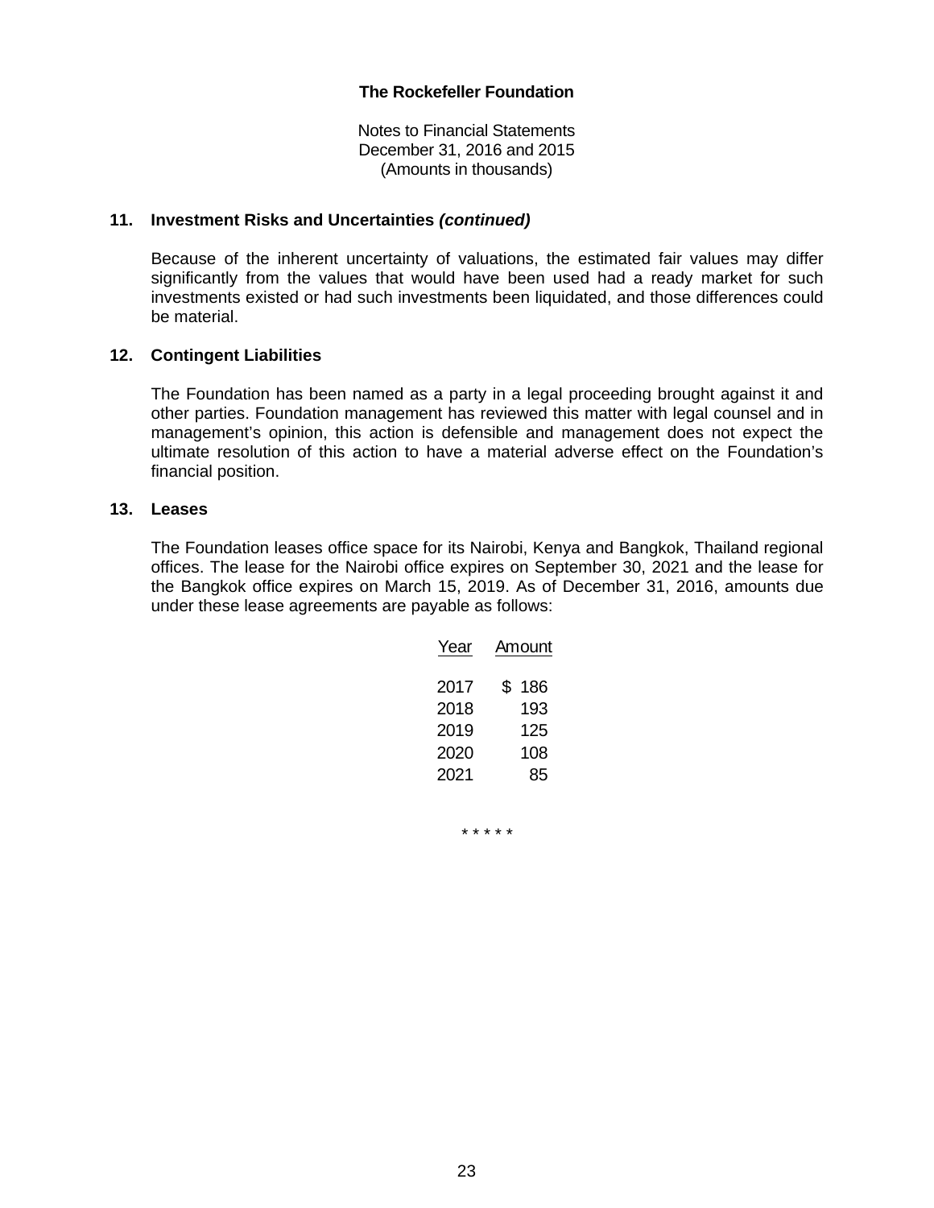**The Rockefeller Foundation**

Notes to Financial Statements
December 31, 2016 and 2015
(Amounts in thousands)

## 11. Investment Risks and Uncertainties *(continued)*

Because of the inherent uncertainty of valuations, the estimated fair values may differ significantly from the values that would have been used had a ready market for such investments existed or had such investments been liquidated, and those differences could be material.

## 12. Contingent Liabilities

The Foundation has been named as a party in a legal proceeding brought against it and other parties. Foundation management has reviewed this matter with legal counsel and in management's opinion, this action is defensible and management does not expect the ultimate resolution of this action to have a material adverse effect on the Foundation's financial position.

## 13. Leases

The Foundation leases office space for its Nairobi, Kenya and Bangkok, Thailand regional offices. The lease for the Nairobi office expires on September 30, 2021 and the lease for the Bangkok office expires on March 15, 2019. As of December 31, 2016, amounts due under these lease agreements are payable as follows:

| Year | Amount |
|---|---|
| 2017 | $ 186 |
| 2018 | 193 |
| 2019 | 125 |
| 2020 | 108 |
| 2021 | 85 |

* * * * *